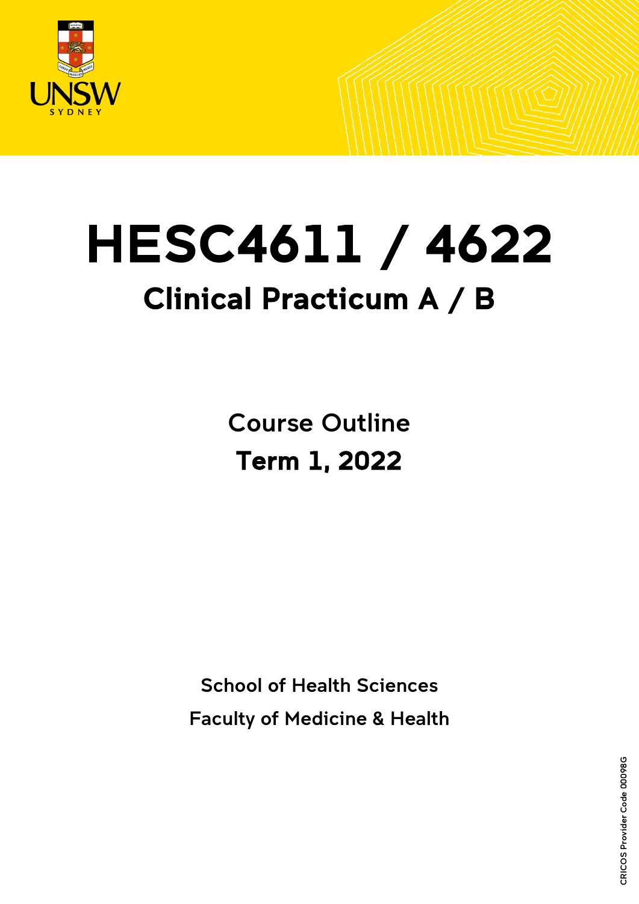# HESC4611 / 4622

## Clinical Practicum A / B

Course Outline

**Term 1, 2022**

School of Health Sciences

Faculty of Medicine & Health

CRICOS Provider Code 00098G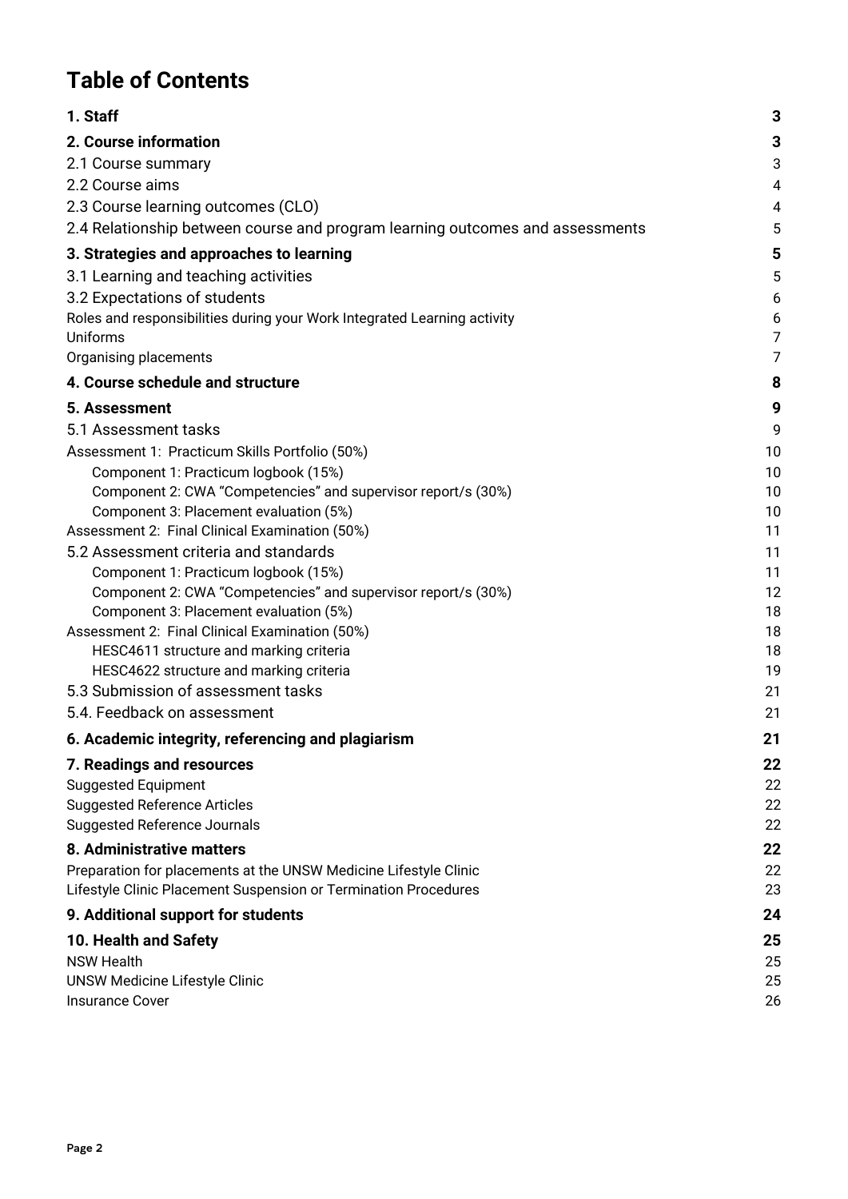# Table of Contents

| | |
|---|---|
| **1. Staff** | **3** |
| **2. Course information** | **3** |
| 2.1 Course summary | 3 |
| 2.2 Course aims | 4 |
| 2.3 Course learning outcomes (CLO) | 4 |
| 2.4 Relationship between course and program learning outcomes and assessments | 5 |
| **3. Strategies and approaches to learning** | **5** |
| 3.1 Learning and teaching activities | 5 |
| 3.2 Expectations of students | 6 |
| Roles and responsibilities during your Work Integrated Learning activity | 6 |
| Uniforms | 7 |
| Organising placements | 7 |
| **4. Course schedule and structure** | **8** |
| **5. Assessment** | **9** |
| 5.1 Assessment tasks | 9 |
| Assessment 1: Practicum Skills Portfolio (50%) | 10 |
| Component 1: Practicum logbook (15%) | 10 |
| Component 2: CWA "Competencies" and supervisor report/s (30%) | 10 |
| Component 3: Placement evaluation (5%) | 10 |
| Assessment 2: Final Clinical Examination (50%) | 11 |
| 5.2 Assessment criteria and standards | 11 |
| Component 1: Practicum logbook (15%) | 11 |
| Component 2: CWA "Competencies" and supervisor report/s (30%) | 12 |
| Component 3: Placement evaluation (5%) | 18 |
| Assessment 2: Final Clinical Examination (50%) | 18 |
| HESC4611 structure and marking criteria | 18 |
| HESC4622 structure and marking criteria | 19 |
| 5.3 Submission of assessment tasks | 21 |
| 5.4. Feedback on assessment | 21 |
| **6. Academic integrity, referencing and plagiarism** | **21** |
| **7. Readings and resources** | **22** |
| Suggested Equipment | 22 |
| Suggested Reference Articles | 22 |
| Suggested Reference Journals | 22 |
| **8. Administrative matters** | **22** |
| Preparation for placements at the UNSW Medicine Lifestyle Clinic | 22 |
| Lifestyle Clinic Placement Suspension or Termination Procedures | 23 |
| **9. Additional support for students** | **24** |
| **10. Health and Safety** | **25** |
| NSW Health | 25 |
| UNSW Medicine Lifestyle Clinic | 25 |
| Insurance Cover | 26 |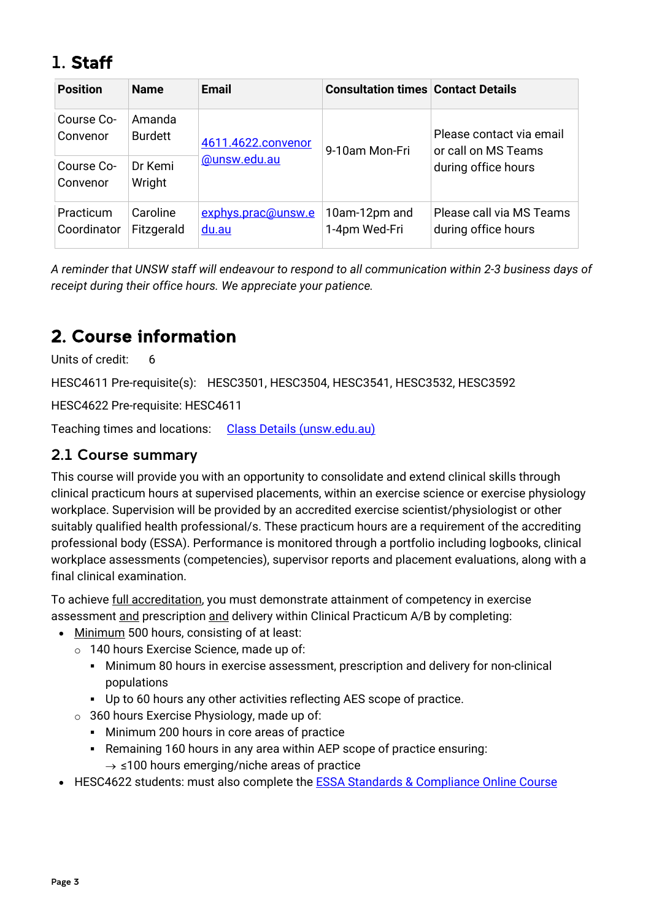# 1. Staff

| Position | Name | Email | Consultation times | Contact Details |
|---|---|---|---|---|
| Course Co-Convenor | Amanda Burdett | 4611.4622.convenor@unsw.edu.au | 9-10am Mon-Fri | Please contact via email or call on MS Teams during office hours |
| Course Co-Convenor | Dr Kemi Wright | | | |
| Practicum Coordinator | Caroline Fitzgerald | exphys.prac@unsw.edu.au | 10am-12pm and 1-4pm Wed-Fri | Please call via MS Teams during office hours |

*A reminder that UNSW staff will endeavour to respond to all communication within 2-3 business days of receipt during their office hours. We appreciate your patience.*

# 2. Course information

Units of credit: 6

HESC4611 Pre-requisite(s): HESC3501, HESC3504, HESC3541, HESC3532, HESC3592

HESC4622 Pre-requisite: HESC4611

Teaching times and locations: Class Details (unsw.edu.au)

## 2.1 Course summary

This course will provide you with an opportunity to consolidate and extend clinical skills through clinical practicum hours at supervised placements, within an exercise science or exercise physiology workplace. Supervision will be provided by an accredited exercise scientist/physiologist or other suitably qualified health professional/s. These practicum hours are a requirement of the accrediting professional body (ESSA). Performance is monitored through a portfolio including logbooks, clinical workplace assessments (competencies), supervisor reports and placement evaluations, along with a final clinical examination.

To achieve full accreditation, you must demonstrate attainment of competency in exercise assessment and prescription and delivery within Clinical Practicum A/B by completing:

- Minimum 500 hours, consisting of at least:
  - 140 hours Exercise Science, made up of:
    - Minimum 80 hours in exercise assessment, prescription and delivery for non-clinical populations
    - Up to 60 hours any other activities reflecting AES scope of practice.
  - 360 hours Exercise Physiology, made up of:
    - Minimum 200 hours in core areas of practice
    - Remaining 160 hours in any area within AEP scope of practice ensuring:
      - → ≤100 hours emerging/niche areas of practice
- HESC4622 students: must also complete the ESSA Standards & Compliance Online Course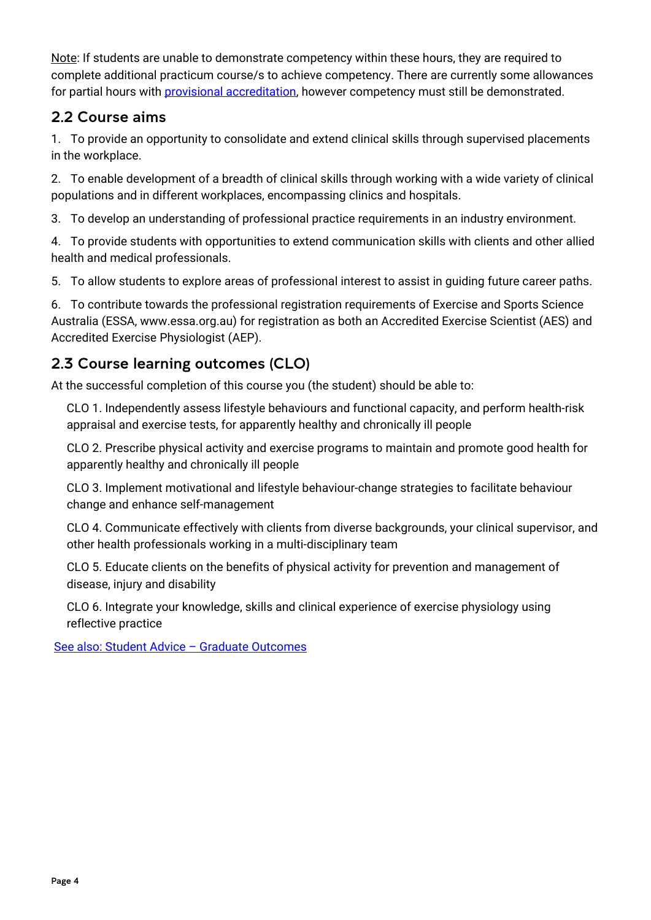Note: If students are unable to demonstrate competency within these hours, they are required to complete additional practicum course/s to achieve competency. There are currently some allowances for partial hours with provisional accreditation, however competency must still be demonstrated.

## 2.2 Course aims

1. To provide an opportunity to consolidate and extend clinical skills through supervised placements in the workplace.

2. To enable development of a breadth of clinical skills through working with a wide variety of clinical populations and in different workplaces, encompassing clinics and hospitals.

3. To develop an understanding of professional practice requirements in an industry environment.

4. To provide students with opportunities to extend communication skills with clients and other allied health and medical professionals.

5. To allow students to explore areas of professional interest to assist in guiding future career paths.

6. To contribute towards the professional registration requirements of Exercise and Sports Science Australia (ESSA, www.essa.org.au) for registration as both an Accredited Exercise Scientist (AES) and Accredited Exercise Physiologist (AEP).

## 2.3 Course learning outcomes (CLO)

At the successful completion of this course you (the student) should be able to:

CLO 1. Independently assess lifestyle behaviours and functional capacity, and perform health-risk appraisal and exercise tests, for apparently healthy and chronically ill people

CLO 2. Prescribe physical activity and exercise programs to maintain and promote good health for apparently healthy and chronically ill people

CLO 3. Implement motivational and lifestyle behaviour-change strategies to facilitate behaviour change and enhance self-management

CLO 4. Communicate effectively with clients from diverse backgrounds, your clinical supervisor, and other health professionals working in a multi-disciplinary team

CLO 5. Educate clients on the benefits of physical activity for prevention and management of disease, injury and disability

CLO 6. Integrate your knowledge, skills and clinical experience of exercise physiology using reflective practice

See also: Student Advice – Graduate Outcomes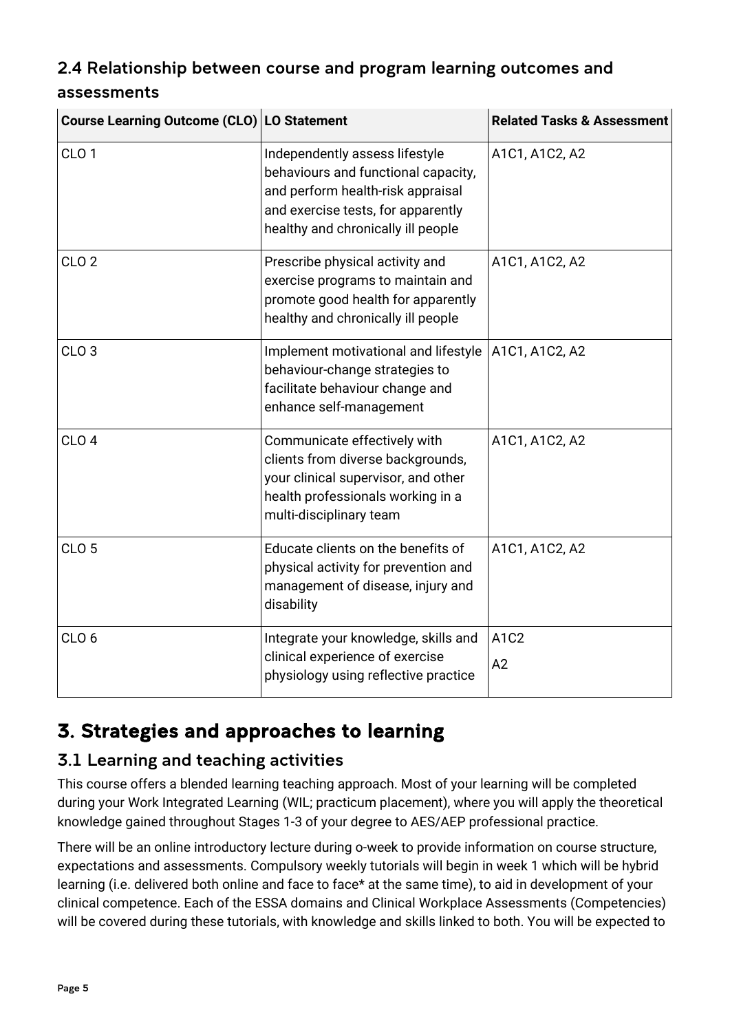### 2.4 Relationship between course and program learning outcomes and assessments

| Course Learning Outcome (CLO) | LO Statement | Related Tasks & Assessment |
|---|---|---|
| CLO 1 | Independently assess lifestyle behaviours and functional capacity, and perform health-risk appraisal and exercise tests, for apparently healthy and chronically ill people | A1C1, A1C2, A2 |
| CLO 2 | Prescribe physical activity and exercise programs to maintain and promote good health for apparently healthy and chronically ill people | A1C1, A1C2, A2 |
| CLO 3 | Implement motivational and lifestyle behaviour-change strategies to facilitate behaviour change and enhance self-management | A1C1, A1C2, A2 |
| CLO 4 | Communicate effectively with clients from diverse backgrounds, your clinical supervisor, and other health professionals working in a multi-disciplinary team | A1C1, A1C2, A2 |
| CLO 5 | Educate clients on the benefits of physical activity for prevention and management of disease, injury and disability | A1C1, A1C2, A2 |
| CLO 6 | Integrate your knowledge, skills and clinical experience of exercise physiology using reflective practice | A1C2<br>A2 |

## 3. Strategies and approaches to learning

### 3.1 Learning and teaching activities

This course offers a blended learning teaching approach. Most of your learning will be completed during your Work Integrated Learning (WIL; practicum placement), where you will apply the theoretical knowledge gained throughout Stages 1-3 of your degree to AES/AEP professional practice.

There will be an online introductory lecture during o-week to provide information on course structure, expectations and assessments. Compulsory weekly tutorials will begin in week 1 which will be hybrid learning (i.e. delivered both online and face to face* at the same time), to aid in development of your clinical competence. Each of the ESSA domains and Clinical Workplace Assessments (Competencies) will be covered during these tutorials, with knowledge and skills linked to both. You will be expected to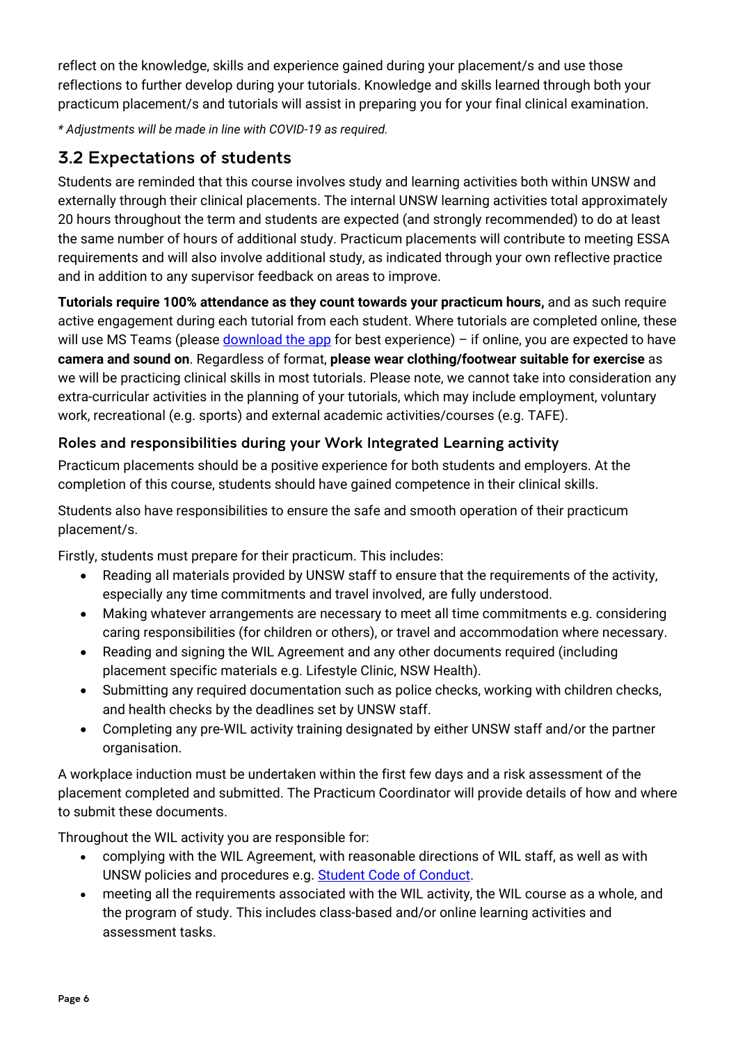reflect on the knowledge, skills and experience gained during your placement/s and use those reflections to further develop during your tutorials. Knowledge and skills learned through both your practicum placement/s and tutorials will assist in preparing you for your final clinical examination.

*\* Adjustments will be made in line with COVID-19 as required.*

## 3.2 Expectations of students

Students are reminded that this course involves study and learning activities both within UNSW and externally through their clinical placements. The internal UNSW learning activities total approximately 20 hours throughout the term and students are expected (and strongly recommended) to do at least the same number of hours of additional study. Practicum placements will contribute to meeting ESSA requirements and will also involve additional study, as indicated through your own reflective practice and in addition to any supervisor feedback on areas to improve.

**Tutorials require 100% attendance as they count towards your practicum hours,** and as such require active engagement during each tutorial from each student. Where tutorials are completed online, these will use MS Teams (please [download the app]() for best experience) – if online, you are expected to have **camera and sound on**. Regardless of format, **please wear clothing/footwear suitable for exercise** as we will be practicing clinical skills in most tutorials. Please note, we cannot take into consideration any extra-curricular activities in the planning of your tutorials, which may include employment, voluntary work, recreational (e.g. sports) and external academic activities/courses (e.g. TAFE).

### Roles and responsibilities during your Work Integrated Learning activity

Practicum placements should be a positive experience for both students and employers. At the completion of this course, students should have gained competence in their clinical skills.

Students also have responsibilities to ensure the safe and smooth operation of their practicum placement/s.

Firstly, students must prepare for their practicum. This includes:

- Reading all materials provided by UNSW staff to ensure that the requirements of the activity, especially any time commitments and travel involved, are fully understood.
- Making whatever arrangements are necessary to meet all time commitments e.g. considering caring responsibilities (for children or others), or travel and accommodation where necessary.
- Reading and signing the WIL Agreement and any other documents required (including placement specific materials e.g. Lifestyle Clinic, NSW Health).
- Submitting any required documentation such as police checks, working with children checks, and health checks by the deadlines set by UNSW staff.
- Completing any pre-WIL activity training designated by either UNSW staff and/or the partner organisation.

A workplace induction must be undertaken within the first few days and a risk assessment of the placement completed and submitted. The Practicum Coordinator will provide details of how and where to submit these documents.

Throughout the WIL activity you are responsible for:

- complying with the WIL Agreement, with reasonable directions of WIL staff, as well as with UNSW policies and procedures e.g. [Student Code of Conduct]().
- meeting all the requirements associated with the WIL activity, the WIL course as a whole, and the program of study. This includes class-based and/or online learning activities and assessment tasks.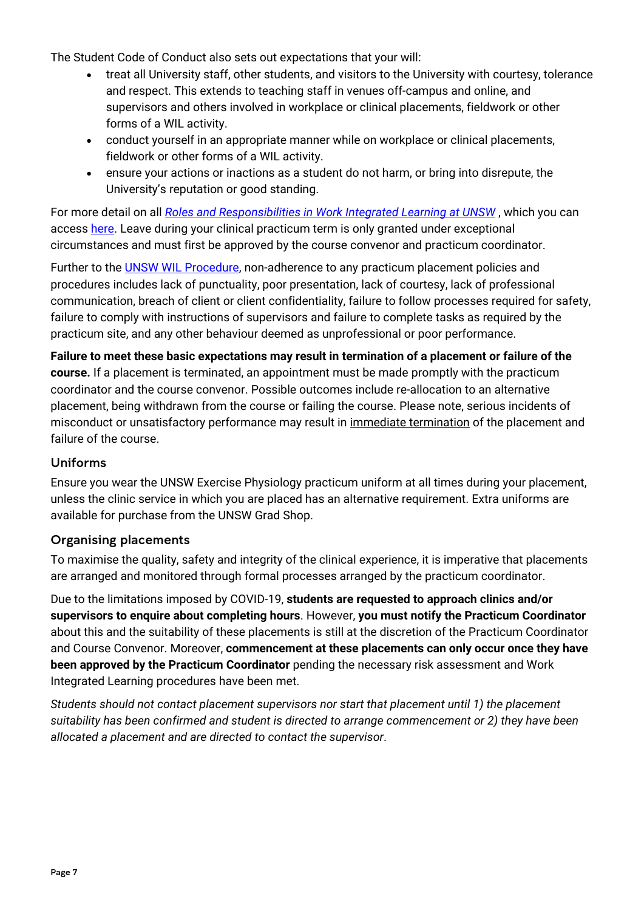The Student Code of Conduct also sets out expectations that your will:

- treat all University staff, other students, and visitors to the University with courtesy, tolerance and respect. This extends to teaching staff in venues off-campus and online, and supervisors and others involved in workplace or clinical placements, fieldwork or other forms of a WIL activity.
- conduct yourself in an appropriate manner while on workplace or clinical placements, fieldwork or other forms of a WIL activity.
- ensure your actions or inactions as a student do not harm, or bring into disrepute, the University's reputation or good standing.

For more detail on all *Roles and Responsibilities in Work Integrated Learning at UNSW* , which you can access here. Leave during your clinical practicum term is only granted under exceptional circumstances and must first be approved by the course convenor and practicum coordinator.

Further to the UNSW WIL Procedure, non-adherence to any practicum placement policies and procedures includes lack of punctuality, poor presentation, lack of courtesy, lack of professional communication, breach of client or client confidentiality, failure to follow processes required for safety, failure to comply with instructions of supervisors and failure to complete tasks as required by the practicum site, and any other behaviour deemed as unprofessional or poor performance.

**Failure to meet these basic expectations may result in termination of a placement or failure of the course.** If a placement is terminated, an appointment must be made promptly with the practicum coordinator and the course convenor. Possible outcomes include re-allocation to an alternative placement, being withdrawn from the course or failing the course. Please note, serious incidents of misconduct or unsatisfactory performance may result in immediate termination of the placement and failure of the course.

## Uniforms

Ensure you wear the UNSW Exercise Physiology practicum uniform at all times during your placement, unless the clinic service in which you are placed has an alternative requirement. Extra uniforms are available for purchase from the UNSW Grad Shop.

## Organising placements

To maximise the quality, safety and integrity of the clinical experience, it is imperative that placements are arranged and monitored through formal processes arranged by the practicum coordinator.

Due to the limitations imposed by COVID-19, **students are requested to approach clinics and/or supervisors to enquire about completing hours**. However, **you must notify the Practicum Coordinator** about this and the suitability of these placements is still at the discretion of the Practicum Coordinator and Course Convenor. Moreover, **commencement at these placements can only occur once they have been approved by the Practicum Coordinator** pending the necessary risk assessment and Work Integrated Learning procedures have been met.

*Students should not contact placement supervisors nor start that placement until 1) the placement suitability has been confirmed and student is directed to arrange commencement or 2) they have been allocated a placement and are directed to contact the supervisor*.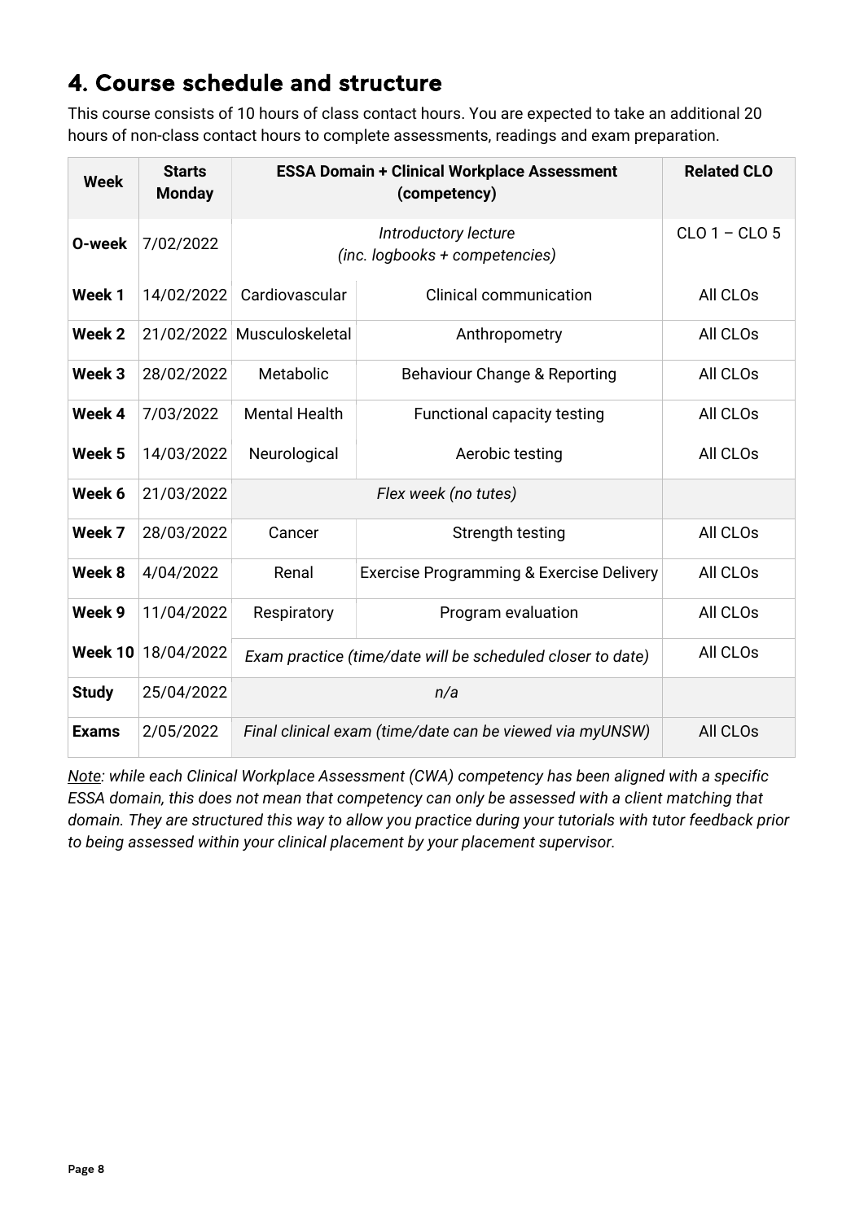## 4. Course schedule and structure

This course consists of 10 hours of class contact hours. You are expected to take an additional 20 hours of non-class contact hours to complete assessments, readings and exam preparation.

| Week | Starts Monday | ESSA Domain + Clinical Workplace Assessment (competency) | | Related CLO |
|---|---|---|---|---|
| O-week | 7/02/2022 | *Introductory lecture (inc. logbooks + competencies)* | | CLO 1 – CLO 5 |
| Week 1 | 14/02/2022 | Cardiovascular | Clinical communication | All CLOs |
| Week 2 | 21/02/2022 | Musculoskeletal | Anthropometry | All CLOs |
| Week 3 | 28/02/2022 | Metabolic | Behaviour Change & Reporting | All CLOs |
| Week 4 | 7/03/2022 | Mental Health | Functional capacity testing | All CLOs |
| Week 5 | 14/03/2022 | Neurological | Aerobic testing | All CLOs |
| Week 6 | 21/03/2022 | *Flex week (no tutes)* | | |
| Week 7 | 28/03/2022 | Cancer | Strength testing | All CLOs |
| Week 8 | 4/04/2022 | Renal | Exercise Programming & Exercise Delivery | All CLOs |
| Week 9 | 11/04/2022 | Respiratory | Program evaluation | All CLOs |
| Week 10 | 18/04/2022 | *Exam practice (time/date will be scheduled closer to date)* | | All CLOs |
| Study | 25/04/2022 | *n/a* | | |
| Exams | 2/05/2022 | *Final clinical exam (time/date can be viewed via myUNSW)* | | All CLOs |

*Note: while each Clinical Workplace Assessment (CWA) competency has been aligned with a specific ESSA domain, this does not mean that competency can only be assessed with a client matching that domain. They are structured this way to allow you practice during your tutorials with tutor feedback prior to being assessed within your clinical placement by your placement supervisor.*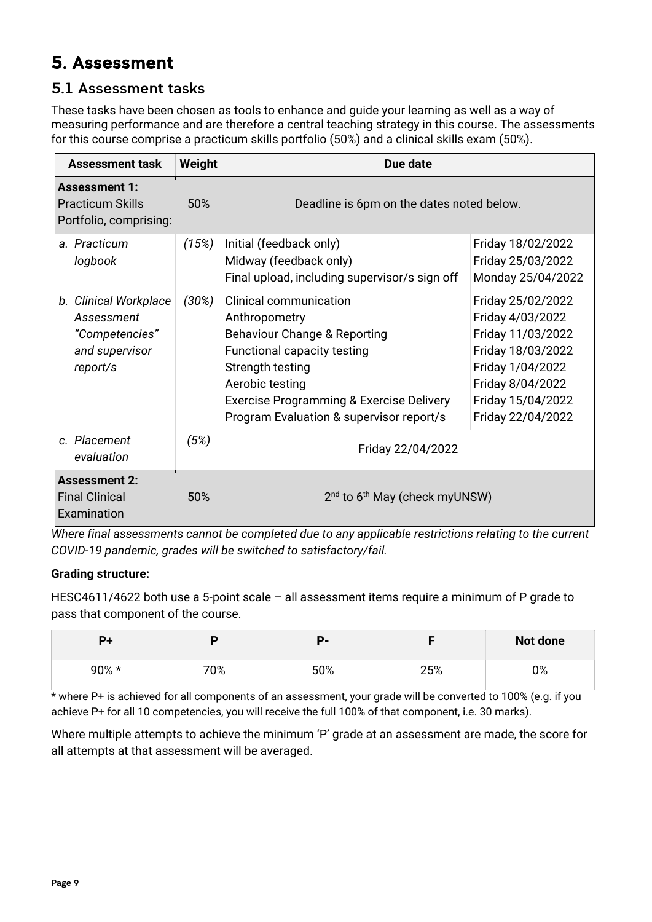# 5. Assessment

## 5.1 Assessment tasks

These tasks have been chosen as tools to enhance and guide your learning as well as a way of measuring performance and are therefore a central teaching strategy in this course. The assessments for this course comprise a practicum skills portfolio (50%) and a clinical skills exam (50%).

| Assessment task | Weight | Due date | |
|---|---|---|---|
| **Assessment 1:** Practicum Skills Portfolio, comprising: | 50% | Deadline is 6pm on the dates noted below. | |
| *a. Practicum logbook* | *(15%)* | Initial (feedback only)<br>Midway (feedback only)<br>Final upload, including supervisor/s sign off | Friday 18/02/2022<br>Friday 25/03/2022<br>Monday 25/04/2022 |
| *b. Clinical Workplace Assessment "Competencies" and supervisor report/s* | *(30%)* | Clinical communication<br>Anthropometry<br>Behaviour Change & Reporting<br>Functional capacity testing<br>Strength testing<br>Aerobic testing<br>Exercise Programming & Exercise Delivery<br>Program Evaluation & supervisor report/s | Friday 25/02/2022<br>Friday 4/03/2022<br>Friday 11/03/2022<br>Friday 18/03/2022<br>Friday 1/04/2022<br>Friday 8/04/2022<br>Friday 15/04/2022<br>Friday 22/04/2022 |
| *c. Placement evaluation* | *(5%)* | Friday 22/04/2022 | |
| **Assessment 2:** Final Clinical Examination | 50% | 2nd to 6th May (check myUNSW) | |

*Where final assessments cannot be completed due to any applicable restrictions relating to the current COVID-19 pandemic, grades will be switched to satisfactory/fail.*

**Grading structure:**

HESC4611/4622 both use a 5-point scale – all assessment items require a minimum of P grade to pass that component of the course.

| P+ | P | P- | F | Not done |
|---|---|---|---|---|
| 90% * | 70% | 50% | 25% | 0% |

* where P+ is achieved for all components of an assessment, your grade will be converted to 100% (e.g. if you achieve P+ for all 10 competencies, you will receive the full 100% of that component, i.e. 30 marks).

Where multiple attempts to achieve the minimum 'P' grade at an assessment are made, the score for all attempts at that assessment will be averaged.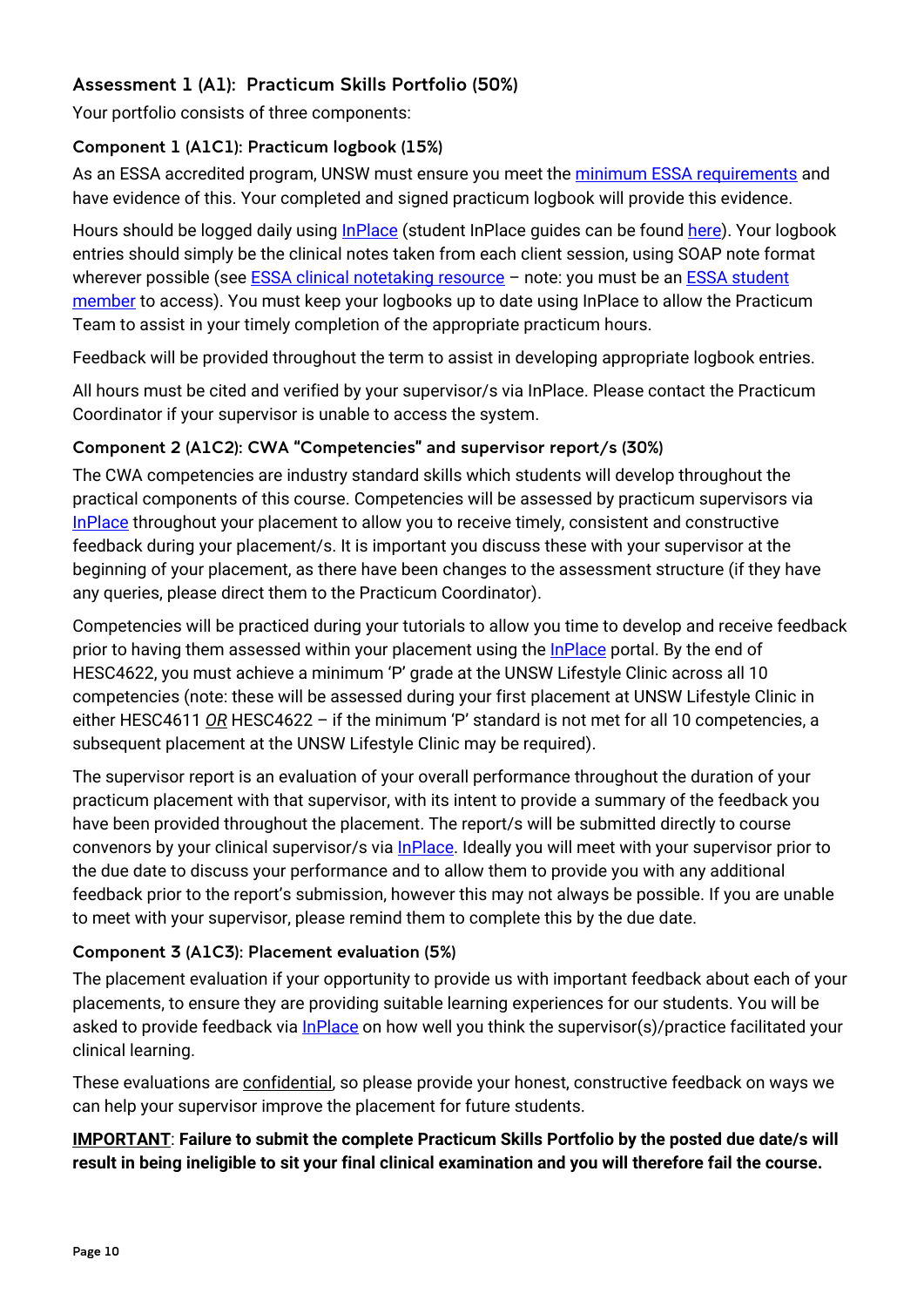### Assessment 1 (A1): Practicum Skills Portfolio (50%)

Your portfolio consists of three components:

#### Component 1 (A1C1): Practicum logbook (15%)

As an ESSA accredited program, UNSW must ensure you meet the minimum ESSA requirements and have evidence of this. Your completed and signed practicum logbook will provide this evidence.

Hours should be logged daily using InPlace (student InPlace guides can be found here). Your logbook entries should simply be the clinical notes taken from each client session, using SOAP note format wherever possible (see ESSA clinical notetaking resource – note: you must be an ESSA student member to access). You must keep your logbooks up to date using InPlace to allow the Practicum Team to assist in your timely completion of the appropriate practicum hours.

Feedback will be provided throughout the term to assist in developing appropriate logbook entries.

All hours must be cited and verified by your supervisor/s via InPlace. Please contact the Practicum Coordinator if your supervisor is unable to access the system.

#### Component 2 (A1C2): CWA "Competencies" and supervisor report/s (30%)

The CWA competencies are industry standard skills which students will develop throughout the practical components of this course. Competencies will be assessed by practicum supervisors via InPlace throughout your placement to allow you to receive timely, consistent and constructive feedback during your placement/s. It is important you discuss these with your supervisor at the beginning of your placement, as there have been changes to the assessment structure (if they have any queries, please direct them to the Practicum Coordinator).

Competencies will be practiced during your tutorials to allow you time to develop and receive feedback prior to having them assessed within your placement using the InPlace portal. By the end of HESC4622, you must achieve a minimum 'P' grade at the UNSW Lifestyle Clinic across all 10 competencies (note: these will be assessed during your first placement at UNSW Lifestyle Clinic in either HESC4611 *OR* HESC4622 – if the minimum 'P' standard is not met for all 10 competencies, a subsequent placement at the UNSW Lifestyle Clinic may be required).

The supervisor report is an evaluation of your overall performance throughout the duration of your practicum placement with that supervisor, with its intent to provide a summary of the feedback you have been provided throughout the placement. The report/s will be submitted directly to course convenors by your clinical supervisor/s via InPlace. Ideally you will meet with your supervisor prior to the due date to discuss your performance and to allow them to provide you with any additional feedback prior to the report's submission, however this may not always be possible. If you are unable to meet with your supervisor, please remind them to complete this by the due date.

#### Component 3 (A1C3): Placement evaluation (5%)

The placement evaluation if your opportunity to provide us with important feedback about each of your placements, to ensure they are providing suitable learning experiences for our students. You will be asked to provide feedback via InPlace on how well you think the supervisor(s)/practice facilitated your clinical learning.

These evaluations are confidential, so please provide your honest, constructive feedback on ways we can help your supervisor improve the placement for future students.

**IMPORTANT: Failure to submit the complete Practicum Skills Portfolio by the posted due date/s will result in being ineligible to sit your final clinical examination and you will therefore fail the course.**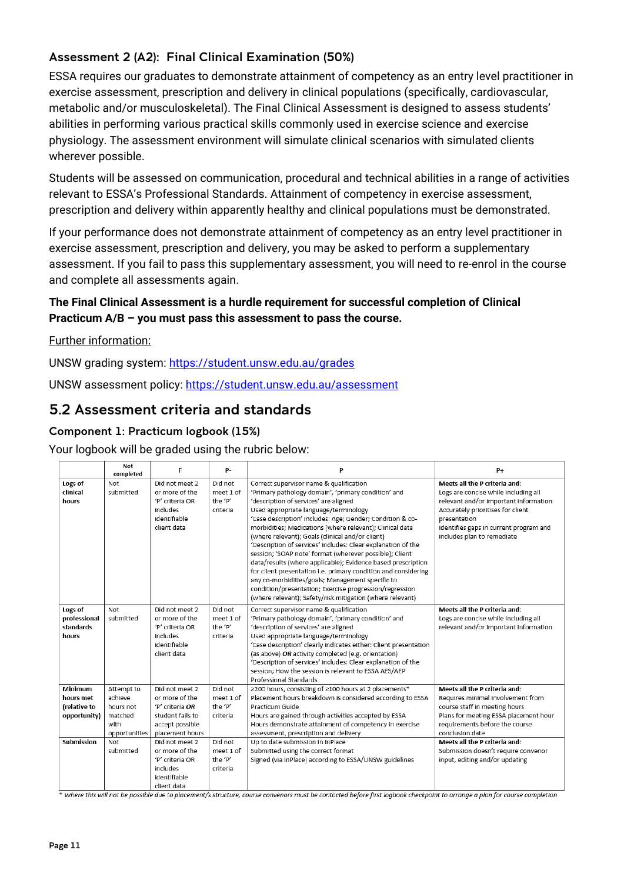### Assessment 2 (A2): Final Clinical Examination (50%)

ESSA requires our graduates to demonstrate attainment of competency as an entry level practitioner in exercise assessment, prescription and delivery in clinical populations (specifically, cardiovascular, metabolic and/or musculoskeletal). The Final Clinical Assessment is designed to assess students' abilities in performing various practical skills commonly used in exercise science and exercise physiology. The assessment environment will simulate clinical scenarios with simulated clients wherever possible.

Students will be assessed on communication, procedural and technical abilities in a range of activities relevant to ESSA's Professional Standards. Attainment of competency in exercise assessment, prescription and delivery within apparently healthy and clinical populations must be demonstrated.

If your performance does not demonstrate attainment of competency as an entry level practitioner in exercise assessment, prescription and delivery, you may be asked to perform a supplementary assessment. If you fail to pass this supplementary assessment, you will need to re-enrol in the course and complete all assessments again.

**The Final Clinical Assessment is a hurdle requirement for successful completion of Clinical Practicum A/B – you must pass this assessment to pass the course.**

Further information:

UNSW grading system: https://student.unsw.edu.au/grades

UNSW assessment policy: https://student.unsw.edu.au/assessment

## 5.2 Assessment criteria and standards

### Component 1: Practicum logbook (15%)

Your logbook will be graded using the rubric below:

| | Not completed | F | P- | P | P+ |
|---|---|---|---|---|---|
| **Logs of clinical hours** | Not submitted | Did not meet 2 or more of the 'P' criteria OR includes identifiable client data | Did not meet 1 of the 'P' criteria | Correct supervisor name & qualification<br>'Primary pathology domain', 'primary condition' and 'description of services' are aligned<br>Used appropriate language/terminology<br>'Case description' includes: Age; Gender; Condition & co-morbidities; Medications (where relevant); Clinical data (where relevant); Goals (clinical and/or client)<br>'Description of services' includes: Clear explanation of the session; 'SOAP note' format (wherever possible); Client data/results (where applicable); Evidence based prescription for client presentation i.e. primary condition and considering any co-morbidities/goals; Management specific to condition/presentation; Exercise progression/regression (where relevant); Safety/risk mitigation (where relevant) | **Meets all the P criteria and:**<br>Logs are concise while including all relevant and/or important information<br>Accurately prioritises for client presentation<br>Identifies gaps in current program and includes plan to remediate |
| **Logs of professional standards hours** | Not submitted | Did not meet 2 or more of the 'P' criteria OR includes identifiable client data | Did not meet 1 of the 'P' criteria | Correct supervisor name & qualification<br>'Primary pathology domain', 'primary condition' and 'description of services' are aligned<br>Used appropriate language/terminology<br>'Case description' clearly indicates either: Client presentation (as above) ***OR*** activity completed (e.g. orientation)<br>'Description of services' includes: Clear explanation of the session; How the session is relevant to ESSA AES/AEP Professional Standards | **Meets all the P criteria and:**<br>Logs are concise while including all relevant and/or important information |
| **Minimum hours met (relative to opportunity)** | Attempt to achieve hours not matched with opportunities | Did not meet 2 or more of the 'P' criteria ***OR*** student fails to accept possible placement hours | Did not meet 1 of the 'P' criteria | ≥200 hours, consisting of ≥100 hours at 2 placements*<br>Placement hours breakdown is considered according to ESSA Practicum Guide<br>Hours are gained through activities accepted by ESSA<br>Hours demonstrate attainment of competency in exercise assessment, prescription and delivery | **Meets all the P criteria and:**<br>Requires minimal involvement from course staff in meeting hours<br>Plans for meeting ESSA placement hour requirements before the course conclusion date |
| **Submission** | Not submitted | Did not meet 2 or more of the 'P' criteria OR includes identifiable client data | Did not meet 1 of the 'P' criteria | Up to date submission in InPlace<br>Submitted using the correct format<br>Signed (via InPlace) according to ESSA/UNSW guidelines | **Meets all the P criteria and:**<br>Submission doesn't require convenor input, editing and/or updating |

*\* Where this will not be possible due to placement/s structure, course convenors must be contacted before first logbook checkpoint to arrange a plan for course completion*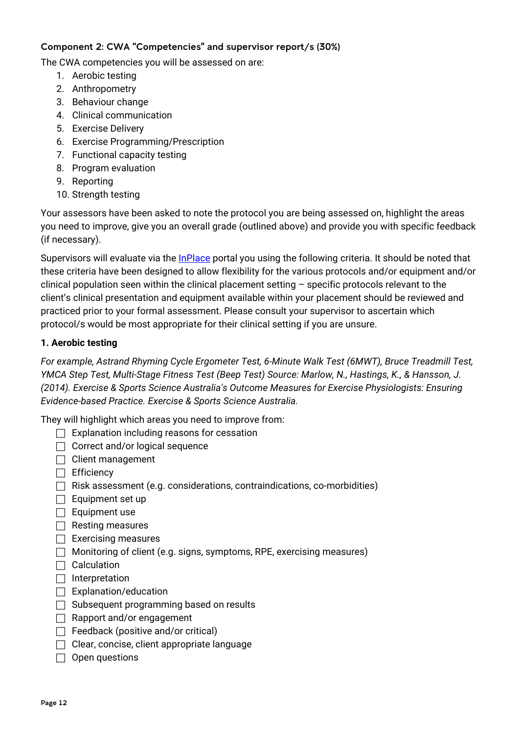### Component 2: CWA "Competencies" and supervisor report/s (30%)

The CWA competencies you will be assessed on are:

1. Aerobic testing
2. Anthropometry
3. Behaviour change
4. Clinical communication
5. Exercise Delivery
6. Exercise Programming/Prescription
7. Functional capacity testing
8. Program evaluation
9. Reporting
10. Strength testing

Your assessors have been asked to note the protocol you are being assessed on, highlight the areas you need to improve, give you an overall grade (outlined above) and provide you with specific feedback (if necessary).

Supervisors will evaluate via the [InPlace]() portal you using the following criteria. It should be noted that these criteria have been designed to allow flexibility for the various protocols and/or equipment and/or clinical population seen within the clinical placement setting – specific protocols relevant to the client's clinical presentation and equipment available within your placement should be reviewed and practiced prior to your formal assessment. Please consult your supervisor to ascertain which protocol/s would be most appropriate for their clinical setting if you are unsure.

#### 1. Aerobic testing

*For example, Astrand Rhyming Cycle Ergometer Test, 6-Minute Walk Test (6MWT), Bruce Treadmill Test, YMCA Step Test, Multi-Stage Fitness Test (Beep Test) Source: Marlow, N., Hastings, K., & Hansson, J. (2014). Exercise & Sports Science Australia's Outcome Measures for Exercise Physiologists: Ensuring Evidence-based Practice. Exercise & Sports Science Australia.*

They will highlight which areas you need to improve from:

- [ ] Explanation including reasons for cessation
- [ ] Correct and/or logical sequence
- [ ] Client management
- [ ] Efficiency
- [ ] Risk assessment (e.g. considerations, contraindications, co-morbidities)
- [ ] Equipment set up
- [ ] Equipment use
- [ ] Resting measures
- [ ] Exercising measures
- [ ] Monitoring of client (e.g. signs, symptoms, RPE, exercising measures)
- [ ] Calculation
- [ ] Interpretation
- [ ] Explanation/education
- [ ] Subsequent programming based on results
- [ ] Rapport and/or engagement
- [ ] Feedback (positive and/or critical)
- [ ] Clear, concise, client appropriate language
- [ ] Open questions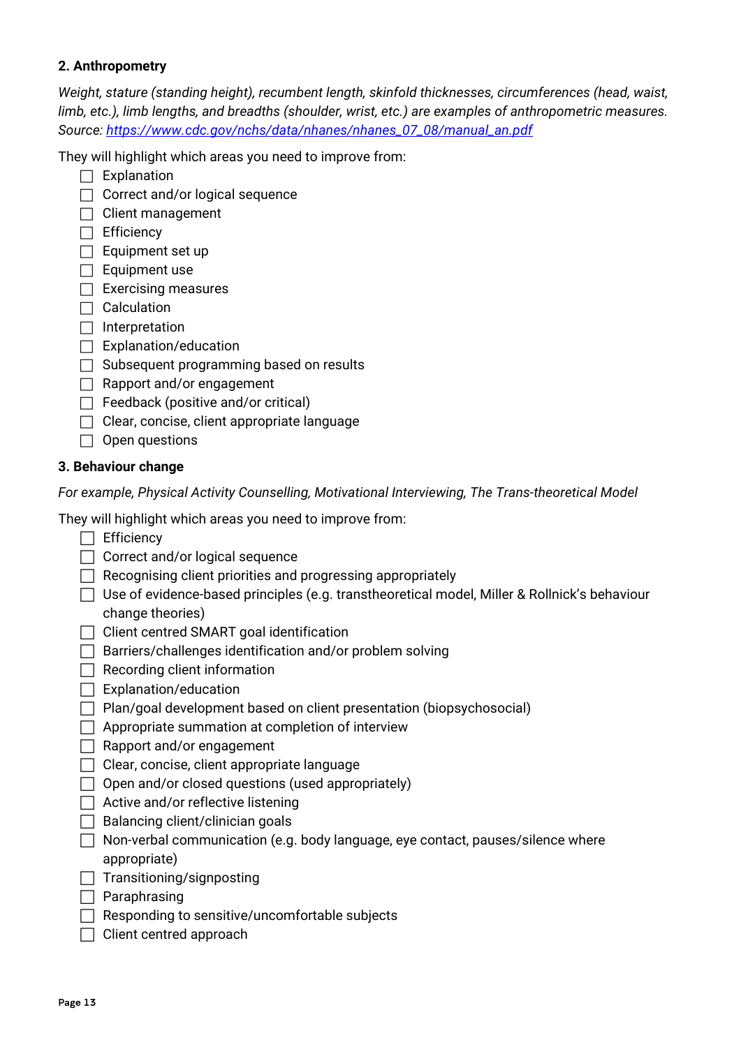**2. Anthropometry**

*Weight, stature (standing height), recumbent length, skinfold thicknesses, circumferences (head, waist, limb, etc.), limb lengths, and breadths (shoulder, wrist, etc.) are examples of anthropometric measures. Source: [https://www.cdc.gov/nchs/data/nhanes/nhanes_07_08/manual_an.pdf](https://www.cdc.gov/nchs/data/nhanes/nhanes_07_08/manual_an.pdf)*

They will highlight which areas you need to improve from:

- [ ] Explanation
- [ ] Correct and/or logical sequence
- [ ] Client management
- [ ] Efficiency
- [ ] Equipment set up
- [ ] Equipment use
- [ ] Exercising measures
- [ ] Calculation
- [ ] Interpretation
- [ ] Explanation/education
- [ ] Subsequent programming based on results
- [ ] Rapport and/or engagement
- [ ] Feedback (positive and/or critical)
- [ ] Clear, concise, client appropriate language
- [ ] Open questions

**3. Behaviour change**

*For example, Physical Activity Counselling, Motivational Interviewing, The Trans-theoretical Model*

They will highlight which areas you need to improve from:

- [ ] Efficiency
- [ ] Correct and/or logical sequence
- [ ] Recognising client priorities and progressing appropriately
- [ ] Use of evidence-based principles (e.g. transtheoretical model, Miller & Rollnick's behaviour change theories)
- [ ] Client centred SMART goal identification
- [ ] Barriers/challenges identification and/or problem solving
- [ ] Recording client information
- [ ] Explanation/education
- [ ] Plan/goal development based on client presentation (biopsychosocial)
- [ ] Appropriate summation at completion of interview
- [ ] Rapport and/or engagement
- [ ] Clear, concise, client appropriate language
- [ ] Open and/or closed questions (used appropriately)
- [ ] Active and/or reflective listening
- [ ] Balancing client/clinician goals
- [ ] Non-verbal communication (e.g. body language, eye contact, pauses/silence where appropriate)
- [ ] Transitioning/signposting
- [ ] Paraphrasing
- [ ] Responding to sensitive/uncomfortable subjects
- [ ] Client centred approach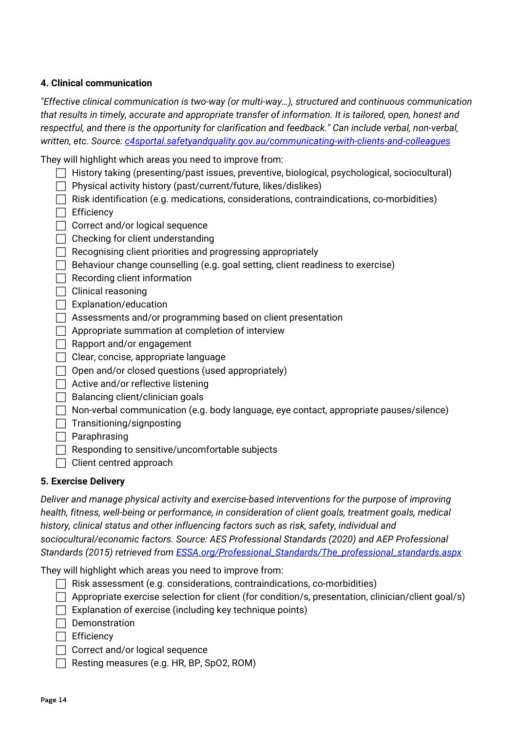#### 4. Clinical communication

*"Effective clinical communication is two-way (or multi-way…), structured and continuous communication that results in timely, accurate and appropriate transfer of information. It is tailored, open, honest and respectful, and there is the opportunity for clarification and feedback." Can include verbal, non-verbal, written, etc. Source: [c4sportal.safetyandquality.gov.au/communicating-with-clients-and-colleagues](c4sportal.safetyandquality.gov.au/communicating-with-clients-and-colleagues)*

They will highlight which areas you need to improve from:

- [ ] History taking (presenting/past issues, preventive, biological, psychological, sociocultural)
- [ ] Physical activity history (past/current/future, likes/dislikes)
- [ ] Risk identification (e.g. medications, considerations, contraindications, co-morbidities)
- [ ] Efficiency
- [ ] Correct and/or logical sequence
- [ ] Checking for client understanding
- [ ] Recognising client priorities and progressing appropriately
- [ ] Behaviour change counselling (e.g. goal setting, client readiness to exercise)
- [ ] Recording client information
- [ ] Clinical reasoning
- [ ] Explanation/education
- [ ] Assessments and/or programming based on client presentation
- [ ] Appropriate summation at completion of interview
- [ ] Rapport and/or engagement
- [ ] Clear, concise, appropriate language
- [ ] Open and/or closed questions (used appropriately)
- [ ] Active and/or reflective listening
- [ ] Balancing client/clinician goals
- [ ] Non-verbal communication (e.g. body language, eye contact, appropriate pauses/silence)
- [ ] Transitioning/signposting
- [ ] Paraphrasing
- [ ] Responding to sensitive/uncomfortable subjects
- [ ] Client centred approach

#### 5. Exercise Delivery

*Deliver and manage physical activity and exercise-based interventions for the purpose of improving health, fitness, well-being or performance, in consideration of client goals, treatment goals, medical history, clinical status and other influencing factors such as risk, safety, individual and sociocultural/economic factors. Source: AES Professional Standards (2020) and AEP Professional Standards (2015) retrieved from [ESSA.org/Professional_Standards/The_professional_standards.aspx](ESSA.org/Professional_Standards/The_professional_standards.aspx)*

They will highlight which areas you need to improve from:

- [ ] Risk assessment (e.g. considerations, contraindications, co-morbidities)
- [ ] Appropriate exercise selection for client (for condition/s, presentation, clinician/client goal/s)
- [ ] Explanation of exercise (including key technique points)
- [ ] Demonstration
- [ ] Efficiency
- [ ] Correct and/or logical sequence
- [ ] Resting measures (e.g. HR, BP, SpO2, ROM)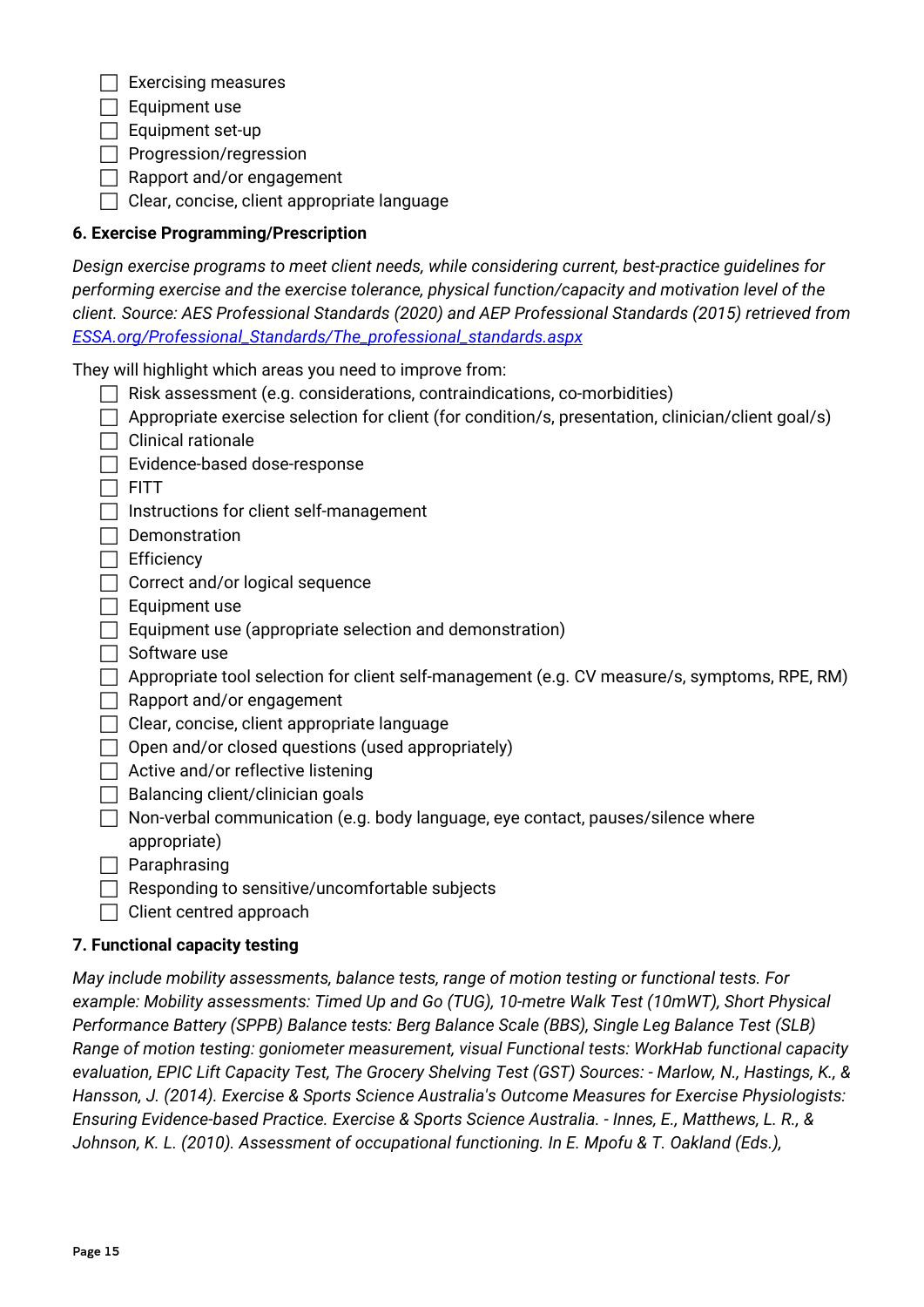- [ ] Exercising measures
- [ ] Equipment use
- [ ] Equipment set-up
- [ ] Progression/regression
- [ ] Rapport and/or engagement
- [ ] Clear, concise, client appropriate language

**6. Exercise Programming/Prescription**

*Design exercise programs to meet client needs, while considering current, best-practice guidelines for performing exercise and the exercise tolerance, physical function/capacity and motivation level of the client. Source: AES Professional Standards (2020) and AEP Professional Standards (2015) retrieved from [ESSA.org/Professional_Standards/The_professional_standards.aspx](ESSA.org/Professional_Standards/The_professional_standards.aspx)*

They will highlight which areas you need to improve from:

- [ ] Risk assessment (e.g. considerations, contraindications, co-morbidities)
- [ ] Appropriate exercise selection for client (for condition/s, presentation, clinician/client goal/s)
- [ ] Clinical rationale
- [ ] Evidence-based dose-response
- [ ] FITT
- [ ] Instructions for client self-management
- [ ] Demonstration
- [ ] Efficiency
- [ ] Correct and/or logical sequence
- [ ] Equipment use
- [ ] Equipment use (appropriate selection and demonstration)
- [ ] Software use
- [ ] Appropriate tool selection for client self-management (e.g. CV measure/s, symptoms, RPE, RM)
- [ ] Rapport and/or engagement
- [ ] Clear, concise, client appropriate language
- [ ] Open and/or closed questions (used appropriately)
- [ ] Active and/or reflective listening
- [ ] Balancing client/clinician goals
- [ ] Non-verbal communication (e.g. body language, eye contact, pauses/silence where appropriate)
- [ ] Paraphrasing
- [ ] Responding to sensitive/uncomfortable subjects
- [ ] Client centred approach

**7. Functional capacity testing**

*May include mobility assessments, balance tests, range of motion testing or functional tests. For example: Mobility assessments: Timed Up and Go (TUG), 10-metre Walk Test (10mWT), Short Physical Performance Battery (SPPB) Balance tests: Berg Balance Scale (BBS), Single Leg Balance Test (SLB) Range of motion testing: goniometer measurement, visual Functional tests: WorkHab functional capacity evaluation, EPIC Lift Capacity Test, The Grocery Shelving Test (GST) Sources: - Marlow, N., Hastings, K., & Hansson, J. (2014). Exercise & Sports Science Australia's Outcome Measures for Exercise Physiologists: Ensuring Evidence-based Practice. Exercise & Sports Science Australia. - Innes, E., Matthews, L. R., & Johnson, K. L. (2010). Assessment of occupational functioning. In E. Mpofu & T. Oakland (Eds.),*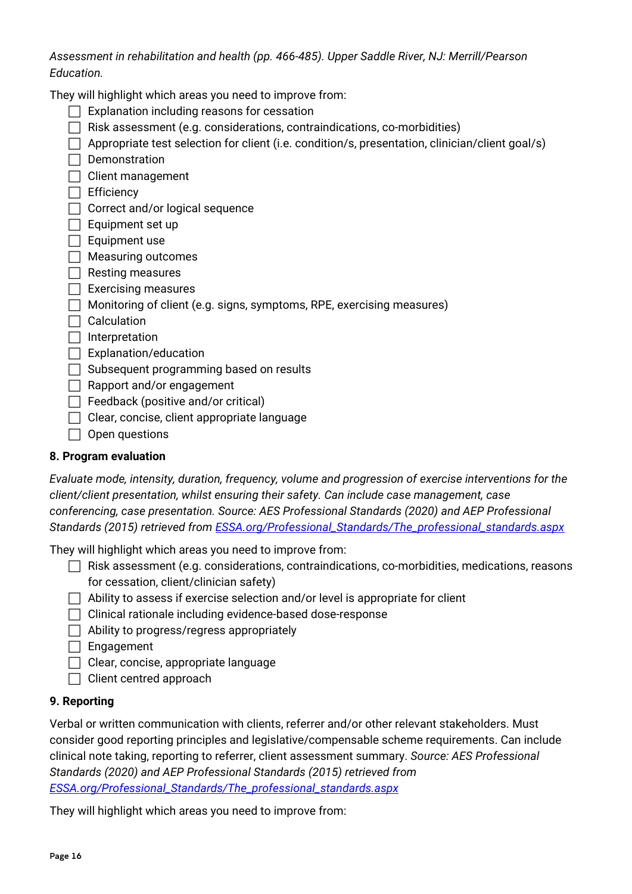*Assessment in rehabilitation and health (pp. 466-485). Upper Saddle River, NJ: Merrill/Pearson Education.*

They will highlight which areas you need to improve from:

- [ ] Explanation including reasons for cessation
- [ ] Risk assessment (e.g. considerations, contraindications, co-morbidities)
- [ ] Appropriate test selection for client (i.e. condition/s, presentation, clinician/client goal/s)
- [ ] Demonstration
- [ ] Client management
- [ ] Efficiency
- [ ] Correct and/or logical sequence
- [ ] Equipment set up
- [ ] Equipment use
- [ ] Measuring outcomes
- [ ] Resting measures
- [ ] Exercising measures
- [ ] Monitoring of client (e.g. signs, symptoms, RPE, exercising measures)
- [ ] Calculation
- [ ] Interpretation
- [ ] Explanation/education
- [ ] Subsequent programming based on results
- [ ] Rapport and/or engagement
- [ ] Feedback (positive and/or critical)
- [ ] Clear, concise, client appropriate language
- [ ] Open questions

### 8. Program evaluation

*Evaluate mode, intensity, duration, frequency, volume and progression of exercise interventions for the client/client presentation, whilst ensuring their safety. Can include case management, case conferencing, case presentation. Source: AES Professional Standards (2020) and AEP Professional Standards (2015) retrieved from* [ESSA.org/Professional_Standards/The_professional_standards.aspx](ESSA.org/Professional_Standards/The_professional_standards.aspx)

They will highlight which areas you need to improve from:

- [ ] Risk assessment (e.g. considerations, contraindications, co-morbidities, medications, reasons for cessation, client/clinician safety)
- [ ] Ability to assess if exercise selection and/or level is appropriate for client
- [ ] Clinical rationale including evidence-based dose-response
- [ ] Ability to progress/regress appropriately
- [ ] Engagement
- [ ] Clear, concise, appropriate language
- [ ] Client centred approach

### 9. Reporting

Verbal or written communication with clients, referrer and/or other relevant stakeholders. Must consider good reporting principles and legislative/compensable scheme requirements. Can include clinical note taking, reporting to referrer, client assessment summary. *Source: AES Professional Standards (2020) and AEP Professional Standards (2015) retrieved from* [ESSA.org/Professional_Standards/The_professional_standards.aspx](ESSA.org/Professional_Standards/The_professional_standards.aspx)

They will highlight which areas you need to improve from: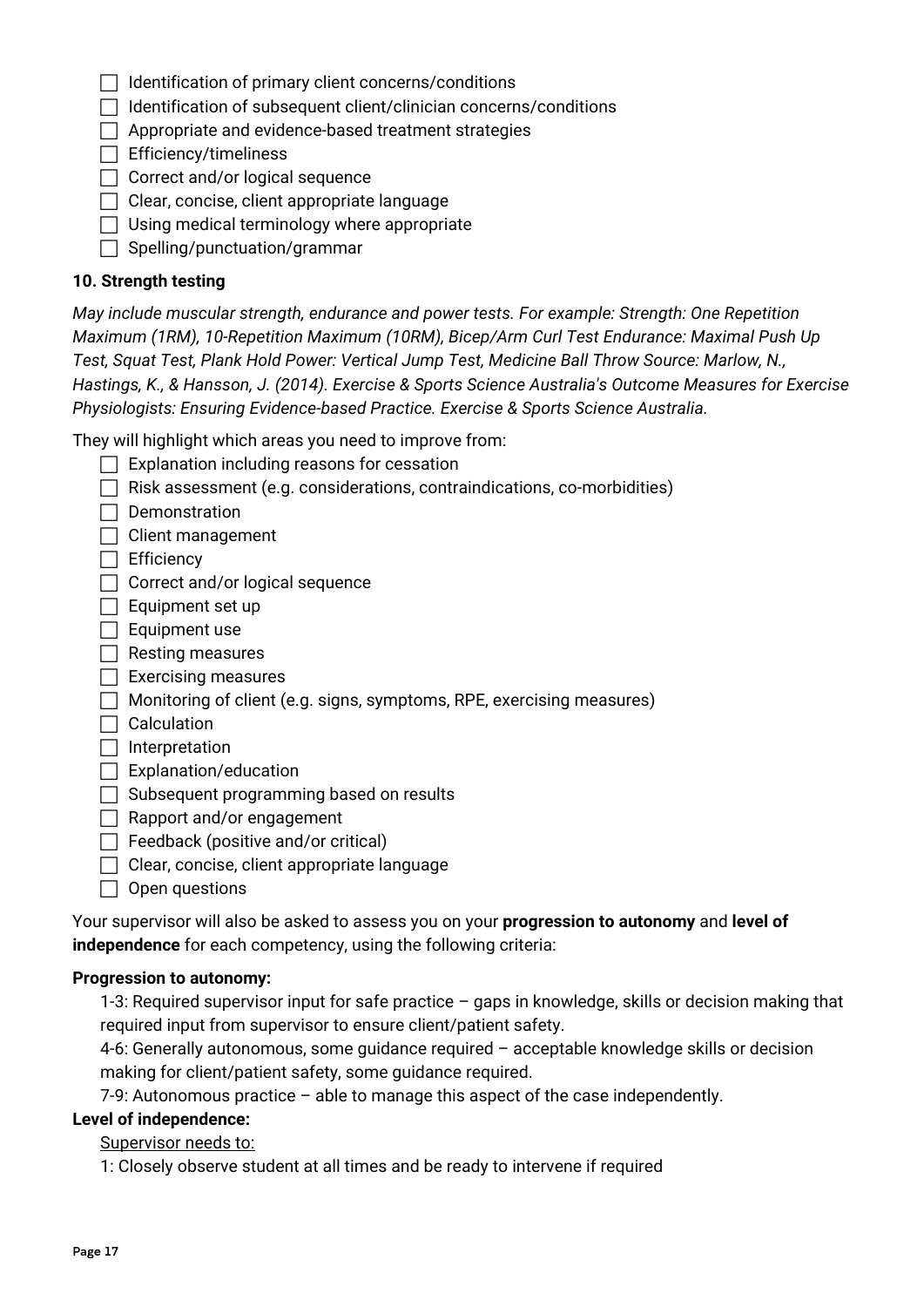- [ ] Identification of primary client concerns/conditions
- [ ] Identification of subsequent client/clinician concerns/conditions
- [ ] Appropriate and evidence-based treatment strategies
- [ ] Efficiency/timeliness
- [ ] Correct and/or logical sequence
- [ ] Clear, concise, client appropriate language
- [ ] Using medical terminology where appropriate
- [ ] Spelling/punctuation/grammar

**10. Strength testing**

*May include muscular strength, endurance and power tests. For example: Strength: One Repetition Maximum (1RM), 10-Repetition Maximum (10RM), Bicep/Arm Curl Test Endurance: Maximal Push Up Test, Squat Test, Plank Hold Power: Vertical Jump Test, Medicine Ball Throw Source: Marlow, N., Hastings, K., & Hansson, J. (2014). Exercise & Sports Science Australia's Outcome Measures for Exercise Physiologists: Ensuring Evidence-based Practice. Exercise & Sports Science Australia.*

They will highlight which areas you need to improve from:

- [ ] Explanation including reasons for cessation
- [ ] Risk assessment (e.g. considerations, contraindications, co-morbidities)
- [ ] Demonstration
- [ ] Client management
- [ ] Efficiency
- [ ] Correct and/or logical sequence
- [ ] Equipment set up
- [ ] Equipment use
- [ ] Resting measures
- [ ] Exercising measures
- [ ] Monitoring of client (e.g. signs, symptoms, RPE, exercising measures)
- [ ] Calculation
- [ ] Interpretation
- [ ] Explanation/education
- [ ] Subsequent programming based on results
- [ ] Rapport and/or engagement
- [ ] Feedback (positive and/or critical)
- [ ] Clear, concise, client appropriate language
- [ ] Open questions

Your supervisor will also be asked to assess you on your **progression to autonomy** and **level of independence** for each competency, using the following criteria:

**Progression to autonomy:**

1-3: Required supervisor input for safe practice – gaps in knowledge, skills or decision making that required input from supervisor to ensure client/patient safety.

4-6: Generally autonomous, some guidance required – acceptable knowledge skills or decision making for client/patient safety, some guidance required.

7-9: Autonomous practice – able to manage this aspect of the case independently.

**Level of independence:**

Supervisor needs to:

1: Closely observe student at all times and be ready to intervene if required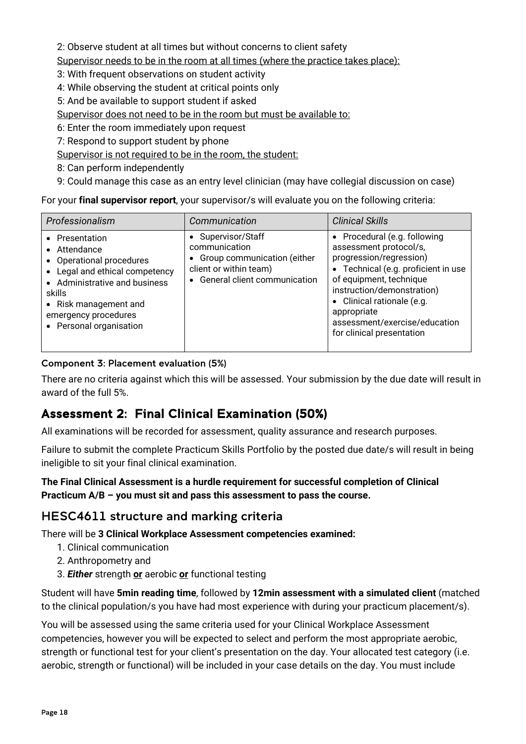2: Observe student at all times but without concerns to client safety

Supervisor needs to be in the room at all times (where the practice takes place):

3: With frequent observations on student activity

4: While observing the student at critical points only

5: And be available to support student if asked

Supervisor does not need to be in the room but must be available to:

6: Enter the room immediately upon request

7: Respond to support student by phone

Supervisor is not required to be in the room, the student:

8: Can perform independently

9: Could manage this case as an entry level clinician (may have collegial discussion on case)

For your **final supervisor report**, your supervisor/s will evaluate you on the following criteria:

| *Professionalism* | *Communication* | *Clinical Skills* |
|---|---|---|
| • Presentation<br>• Attendance<br>• Operational procedures<br>• Legal and ethical competency<br>• Administrative and business skills<br>• Risk management and emergency procedures<br>• Personal organisation | • Supervisor/Staff communication<br>• Group communication (either client or within team)<br>• General client communication | • Procedural (e.g. following assessment protocol/s, progression/regression)<br>• Technical (e.g. proficient in use of equipment, technique instruction/demonstration)<br>• Clinical rationale (e.g. appropriate assessment/exercise/education for clinical presentation |

#### Component 3: Placement evaluation (5%)

There are no criteria against which this will be assessed. Your submission by the due date will result in award of the full 5%.

## Assessment 2: Final Clinical Examination (50%)

All examinations will be recorded for assessment, quality assurance and research purposes.

Failure to submit the complete Practicum Skills Portfolio by the posted due date/s will result in being ineligible to sit your final clinical examination.

**The Final Clinical Assessment is a hurdle requirement for successful completion of Clinical Practicum A/B – you must sit and pass this assessment to pass the course.**

### HESC4611 structure and marking criteria

There will be **3 Clinical Workplace Assessment competencies examined:**

1. Clinical communication
2. Anthropometry and
3. ***Either*** strength **or** aerobic **or** functional testing

Student will have **5min reading time**, followed by **12min assessment with a simulated client** (matched to the clinical population/s you have had most experience with during your practicum placement/s).

You will be assessed using the same criteria used for your Clinical Workplace Assessment competencies, however you will be expected to select and perform the most appropriate aerobic, strength or functional test for your client's presentation on the day. Your allocated test category (i.e. aerobic, strength or functional) will be included in your case details on the day. You must include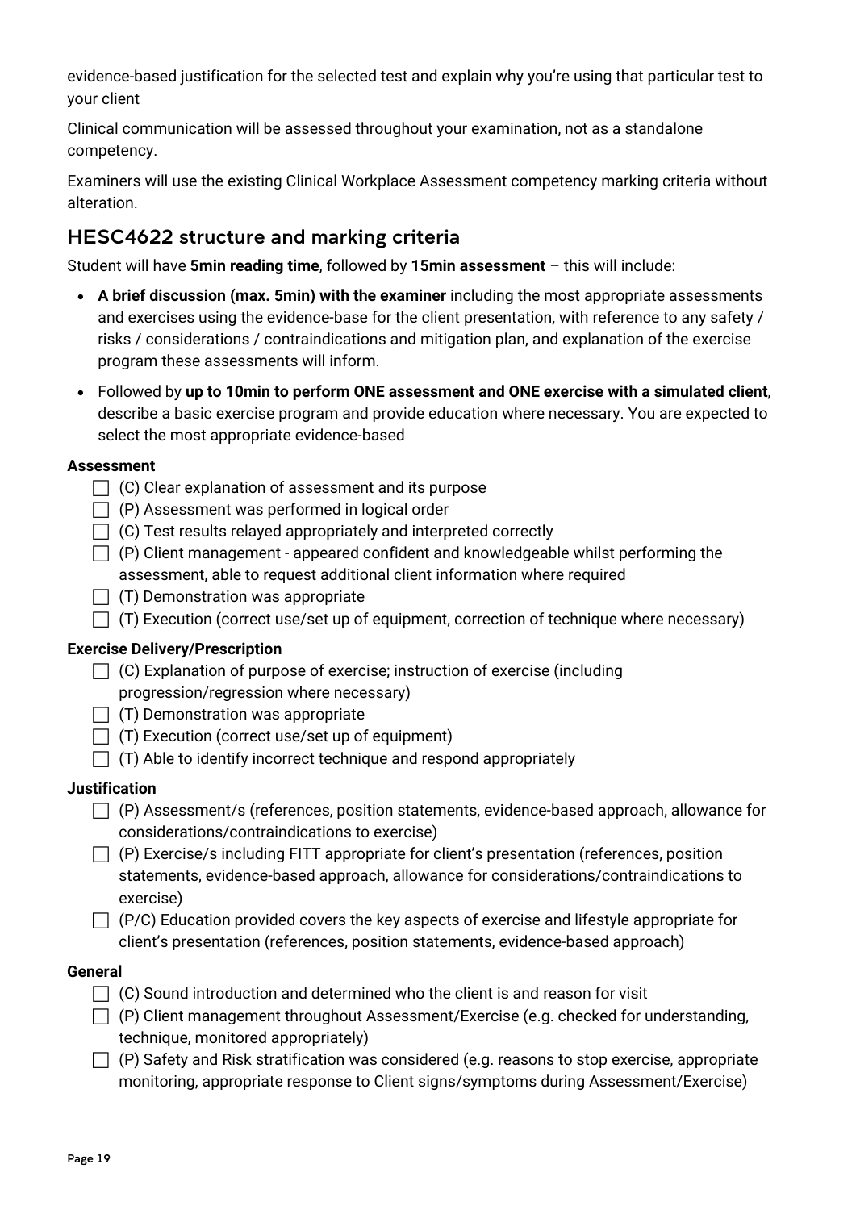evidence-based justification for the selected test and explain why you're using that particular test to your client

Clinical communication will be assessed throughout your examination, not as a standalone competency.

Examiners will use the existing Clinical Workplace Assessment competency marking criteria without alteration.

## HESC4622 structure and marking criteria

Student will have **5min reading time**, followed by **15min assessment** – this will include:

- **A brief discussion (max. 5min) with the examiner** including the most appropriate assessments and exercises using the evidence-base for the client presentation, with reference to any safety / risks / considerations / contraindications and mitigation plan, and explanation of the exercise program these assessments will inform.
- Followed by **up to 10min to perform ONE assessment and ONE exercise with a simulated client**, describe a basic exercise program and provide education where necessary. You are expected to select the most appropriate evidence-based

**Assessment**

- [ ] (C) Clear explanation of assessment and its purpose
- [ ] (P) Assessment was performed in logical order
- [ ] (C) Test results relayed appropriately and interpreted correctly
- [ ] (P) Client management - appeared confident and knowledgeable whilst performing the assessment, able to request additional client information where required
- [ ] (T) Demonstration was appropriate
- [ ] (T) Execution (correct use/set up of equipment, correction of technique where necessary)

**Exercise Delivery/Prescription**

- [ ] (C) Explanation of purpose of exercise; instruction of exercise (including progression/regression where necessary)
- [ ] (T) Demonstration was appropriate
- [ ] (T) Execution (correct use/set up of equipment)
- [ ] (T) Able to identify incorrect technique and respond appropriately

**Justification**

- [ ] (P) Assessment/s (references, position statements, evidence-based approach, allowance for considerations/contraindications to exercise)
- [ ] (P) Exercise/s including FITT appropriate for client's presentation (references, position statements, evidence-based approach, allowance for considerations/contraindications to exercise)
- [ ] (P/C) Education provided covers the key aspects of exercise and lifestyle appropriate for client's presentation (references, position statements, evidence-based approach)

**General**

- [ ] (C) Sound introduction and determined who the client is and reason for visit
- [ ] (P) Client management throughout Assessment/Exercise (e.g. checked for understanding, technique, monitored appropriately)
- [ ] (P) Safety and Risk stratification was considered (e.g. reasons to stop exercise, appropriate monitoring, appropriate response to Client signs/symptoms during Assessment/Exercise)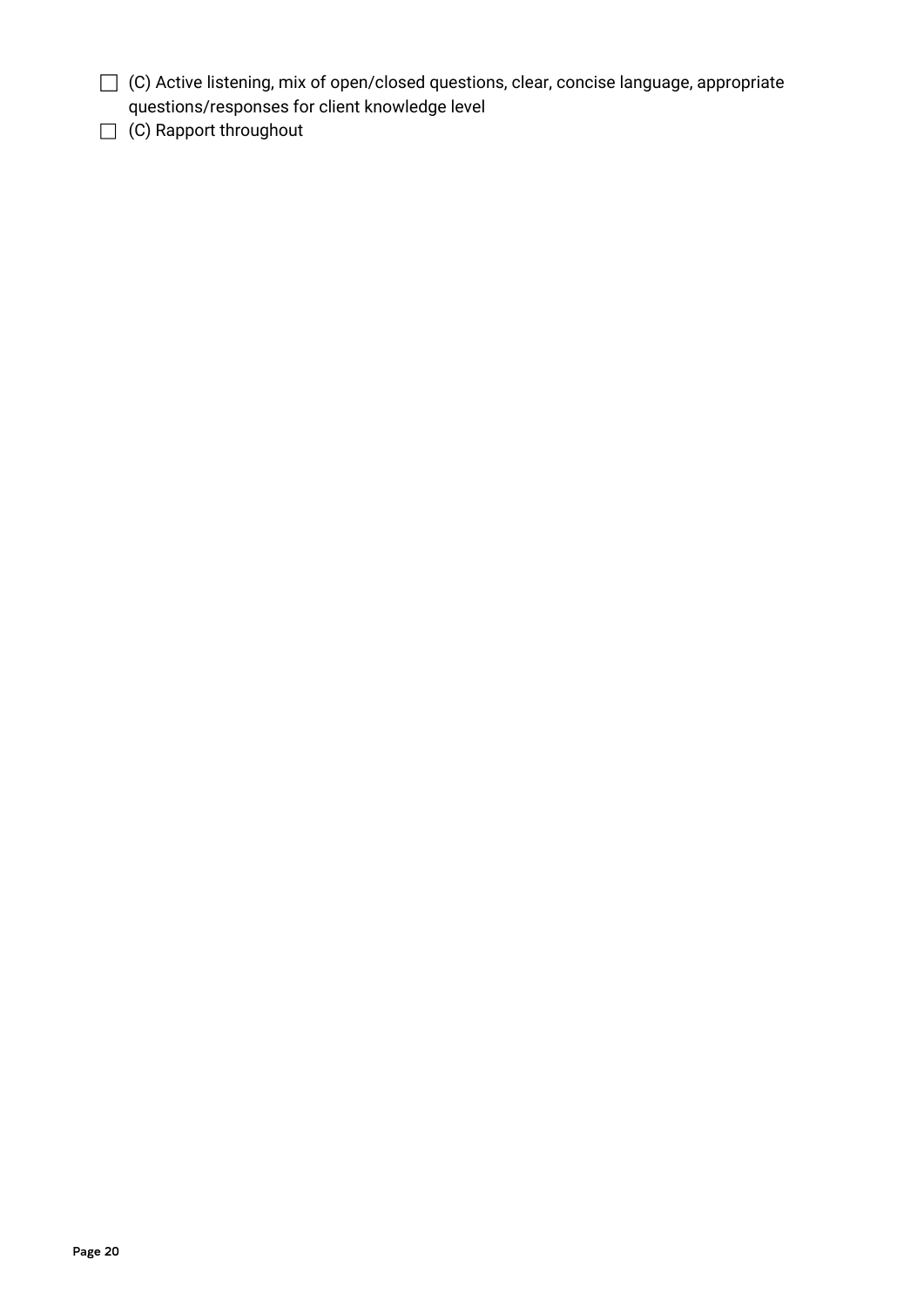- [ ] (C) Active listening, mix of open/closed questions, clear, concise language, appropriate questions/responses for client knowledge level
- [ ] (C) Rapport throughout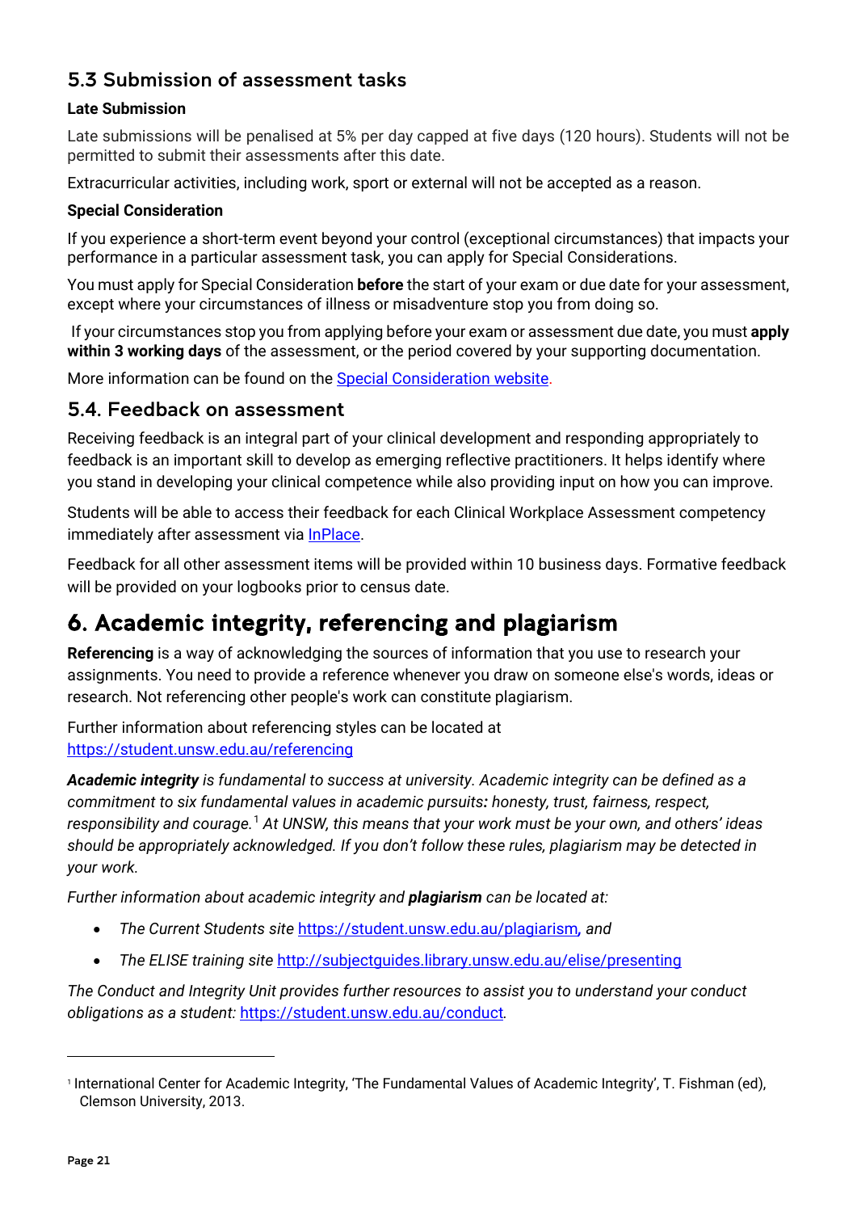## 5.3 Submission of assessment tasks

**Late Submission**

Late submissions will be penalised at 5% per day capped at five days (120 hours). Students will not be permitted to submit their assessments after this date.

Extracurricular activities, including work, sport or external will not be accepted as a reason.

**Special Consideration**

If you experience a short-term event beyond your control (exceptional circumstances) that impacts your performance in a particular assessment task, you can apply for Special Considerations.

You must apply for Special Consideration **before** the start of your exam or due date for your assessment, except where your circumstances of illness or misadventure stop you from doing so.

If your circumstances stop you from applying before your exam or assessment due date, you must **apply within 3 working days** of the assessment, or the period covered by your supporting documentation.

More information can be found on the [Special Consideration website](Special Consideration website).

## 5.4. Feedback on assessment

Receiving feedback is an integral part of your clinical development and responding appropriately to feedback is an important skill to develop as emerging reflective practitioners. It helps identify where you stand in developing your clinical competence while also providing input on how you can improve.

Students will be able to access their feedback for each Clinical Workplace Assessment competency immediately after assessment via [InPlace](InPlace).

Feedback for all other assessment items will be provided within 10 business days. Formative feedback will be provided on your logbooks prior to census date.

# 6. Academic integrity, referencing and plagiarism

**Referencing** is a way of acknowledging the sources of information that you use to research your assignments. You need to provide a reference whenever you draw on someone else's words, ideas or research. Not referencing other people's work can constitute plagiarism.

Further information about referencing styles can be located at https://student.unsw.edu.au/referencing

***Academic integrity*** *is fundamental to success at university. Academic integrity can be defined as a commitment to six fundamental values in academic pursuits**:** honesty, trust, fairness, respect, responsibility and courage.*[1] *At UNSW, this means that your work must be your own, and others' ideas should be appropriately acknowledged. If you don't follow these rules, plagiarism may be detected in your work.*

*Further information about academic integrity and **plagiarism** can be located at:*

- *The Current Students site* https://student.unsw.edu.au/plagiarism*, and*
- *The ELISE training site* http://subjectguides.library.unsw.edu.au/elise/presenting

*The Conduct and Integrity Unit provides further resources to assist you to understand your conduct obligations as a student:* https://student.unsw.edu.au/conduct*.*

[1] International Center for Academic Integrity, 'The Fundamental Values of Academic Integrity', T. Fishman (ed), Clemson University, 2013.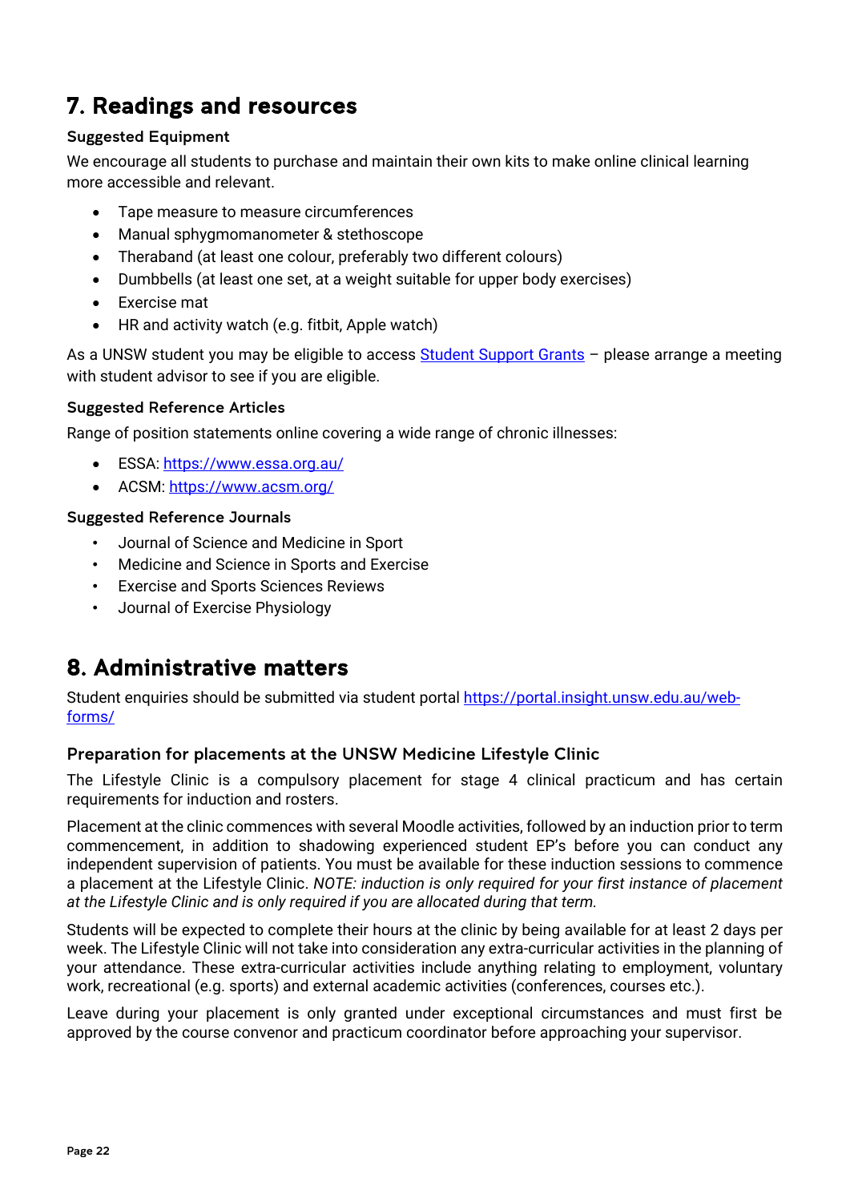## 7. Readings and resources

### Suggested Equipment

We encourage all students to purchase and maintain their own kits to make online clinical learning more accessible and relevant.

- Tape measure to measure circumferences
- Manual sphygmomanometer & stethoscope
- Theraband (at least one colour, preferably two different colours)
- Dumbbells (at least one set, at a weight suitable for upper body exercises)
- Exercise mat
- HR and activity watch (e.g. fitbit, Apple watch)

As a UNSW student you may be eligible to access [Student Support Grants]() – please arrange a meeting with student advisor to see if you are eligible.

### Suggested Reference Articles

Range of position statements online covering a wide range of chronic illnesses:

- ESSA: [https://www.essa.org.au/](https://www.essa.org.au/)
- ACSM: [https://www.acsm.org/](https://www.acsm.org/)

### Suggested Reference Journals

- Journal of Science and Medicine in Sport
- Medicine and Science in Sports and Exercise
- Exercise and Sports Sciences Reviews
- Journal of Exercise Physiology

## 8. Administrative matters

Student enquiries should be submitted via student portal [https://portal.insight.unsw.edu.au/web-forms/](https://portal.insight.unsw.edu.au/web-forms/)

### Preparation for placements at the UNSW Medicine Lifestyle Clinic

The Lifestyle Clinic is a compulsory placement for stage 4 clinical practicum and has certain requirements for induction and rosters.

Placement at the clinic commences with several Moodle activities, followed by an induction prior to term commencement, in addition to shadowing experienced student EP's before you can conduct any independent supervision of patients. You must be available for these induction sessions to commence a placement at the Lifestyle Clinic. *NOTE: induction is only required for your first instance of placement at the Lifestyle Clinic and is only required if you are allocated during that term.*

Students will be expected to complete their hours at the clinic by being available for at least 2 days per week. The Lifestyle Clinic will not take into consideration any extra-curricular activities in the planning of your attendance. These extra-curricular activities include anything relating to employment, voluntary work, recreational (e.g. sports) and external academic activities (conferences, courses etc.).

Leave during your placement is only granted under exceptional circumstances and must first be approved by the course convenor and practicum coordinator before approaching your supervisor.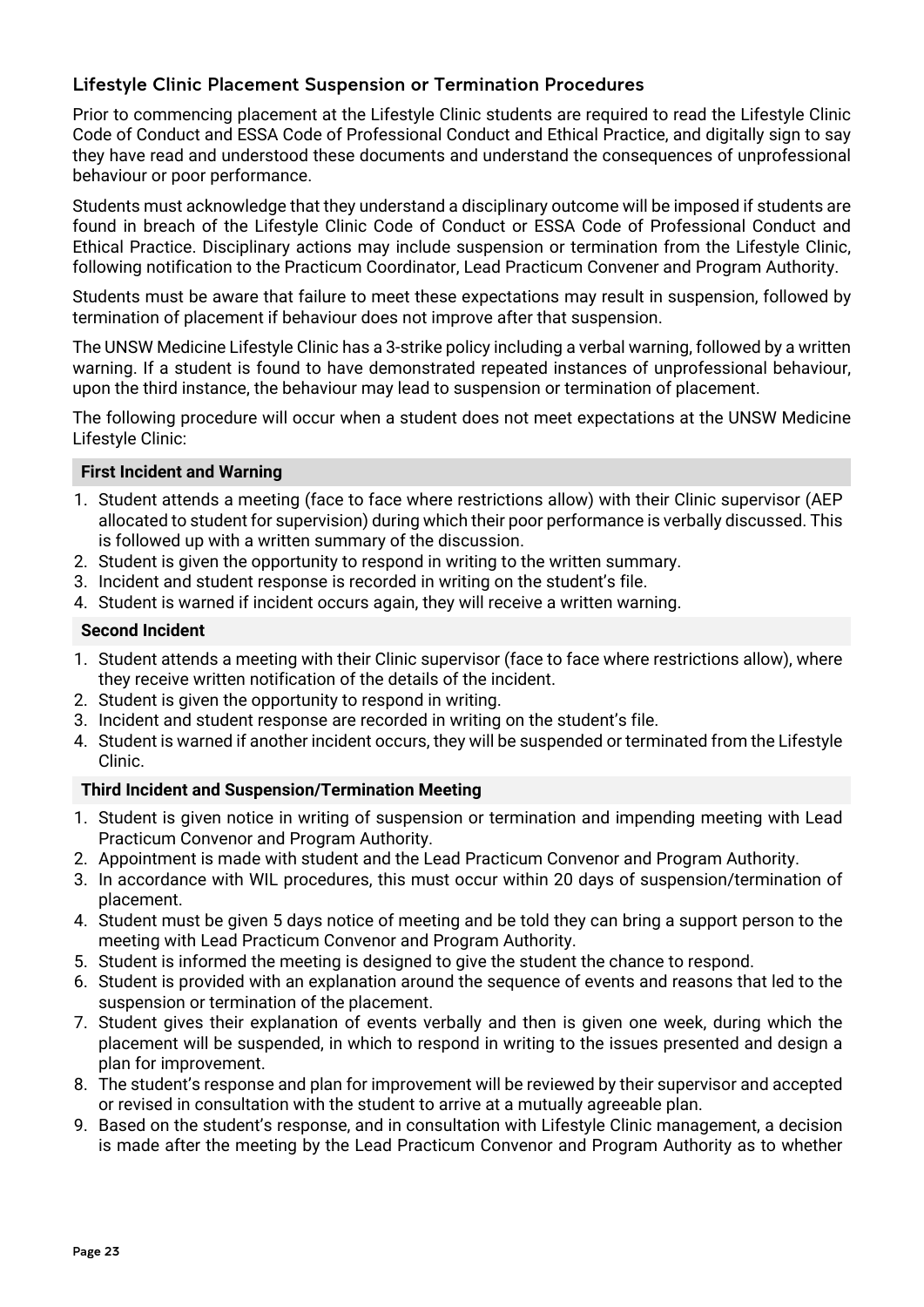## Lifestyle Clinic Placement Suspension or Termination Procedures

Prior to commencing placement at the Lifestyle Clinic students are required to read the Lifestyle Clinic Code of Conduct and ESSA Code of Professional Conduct and Ethical Practice, and digitally sign to say they have read and understood these documents and understand the consequences of unprofessional behaviour or poor performance.

Students must acknowledge that they understand a disciplinary outcome will be imposed if students are found in breach of the Lifestyle Clinic Code of Conduct or ESSA Code of Professional Conduct and Ethical Practice. Disciplinary actions may include suspension or termination from the Lifestyle Clinic, following notification to the Practicum Coordinator, Lead Practicum Convener and Program Authority.

Students must be aware that failure to meet these expectations may result in suspension, followed by termination of placement if behaviour does not improve after that suspension.

The UNSW Medicine Lifestyle Clinic has a 3-strike policy including a verbal warning, followed by a written warning. If a student is found to have demonstrated repeated instances of unprofessional behaviour, upon the third instance, the behaviour may lead to suspension or termination of placement.

The following procedure will occur when a student does not meet expectations at the UNSW Medicine Lifestyle Clinic:

### First Incident and Warning

1. Student attends a meeting (face to face where restrictions allow) with their Clinic supervisor (AEP allocated to student for supervision) during which their poor performance is verbally discussed. This is followed up with a written summary of the discussion.
2. Student is given the opportunity to respond in writing to the written summary.
3. Incident and student response is recorded in writing on the student's file.
4. Student is warned if incident occurs again, they will receive a written warning.

### Second Incident

1. Student attends a meeting with their Clinic supervisor (face to face where restrictions allow), where they receive written notification of the details of the incident.
2. Student is given the opportunity to respond in writing.
3. Incident and student response are recorded in writing on the student's file.
4. Student is warned if another incident occurs, they will be suspended or terminated from the Lifestyle Clinic.

### Third Incident and Suspension/Termination Meeting

1. Student is given notice in writing of suspension or termination and impending meeting with Lead Practicum Convenor and Program Authority.
2. Appointment is made with student and the Lead Practicum Convenor and Program Authority.
3. In accordance with WIL procedures, this must occur within 20 days of suspension/termination of placement.
4. Student must be given 5 days notice of meeting and be told they can bring a support person to the meeting with Lead Practicum Convenor and Program Authority.
5. Student is informed the meeting is designed to give the student the chance to respond.
6. Student is provided with an explanation around the sequence of events and reasons that led to the suspension or termination of the placement.
7. Student gives their explanation of events verbally and then is given one week, during which the placement will be suspended, in which to respond in writing to the issues presented and design a plan for improvement.
8. The student's response and plan for improvement will be reviewed by their supervisor and accepted or revised in consultation with the student to arrive at a mutually agreeable plan.
9. Based on the student's response, and in consultation with Lifestyle Clinic management, a decision is made after the meeting by the Lead Practicum Convenor and Program Authority as to whether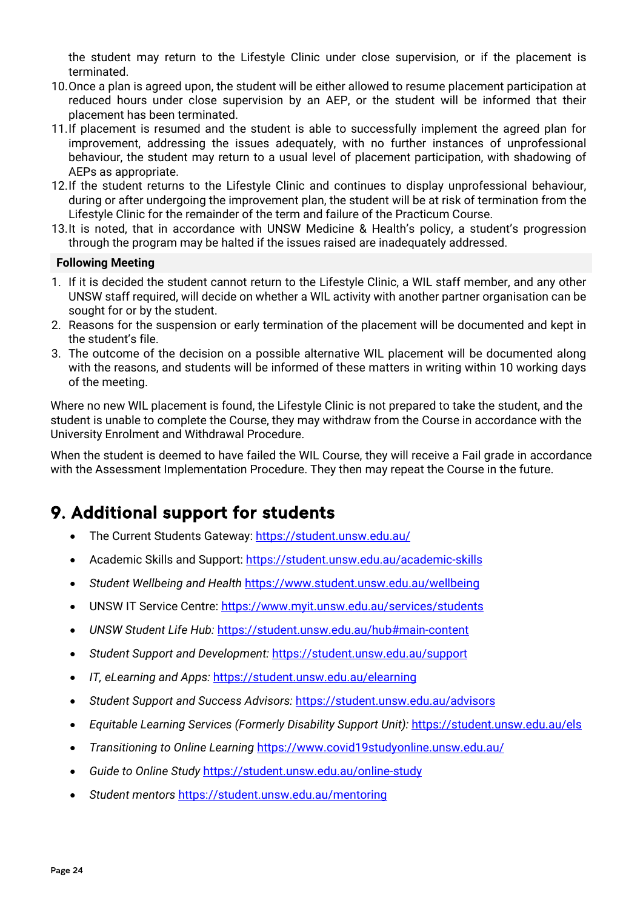the student may return to the Lifestyle Clinic under close supervision, or if the placement is terminated.

10. Once a plan is agreed upon, the student will be either allowed to resume placement participation at reduced hours under close supervision by an AEP, or the student will be informed that their placement has been terminated.
11. If placement is resumed and the student is able to successfully implement the agreed plan for improvement, addressing the issues adequately, with no further instances of unprofessional behaviour, the student may return to a usual level of placement participation, with shadowing of AEPs as appropriate.
12. If the student returns to the Lifestyle Clinic and continues to display unprofessional behaviour, during or after undergoing the improvement plan, the student will be at risk of termination from the Lifestyle Clinic for the remainder of the term and failure of the Practicum Course.
13. It is noted, that in accordance with UNSW Medicine & Health's policy, a student's progression through the program may be halted if the issues raised are inadequately addressed.

**Following Meeting**

1. If it is decided the student cannot return to the Lifestyle Clinic, a WIL staff member, and any other UNSW staff required, will decide on whether a WIL activity with another partner organisation can be sought for or by the student.
2. Reasons for the suspension or early termination of the placement will be documented and kept in the student's file.
3. The outcome of the decision on a possible alternative WIL placement will be documented along with the reasons, and students will be informed of these matters in writing within 10 working days of the meeting.

Where no new WIL placement is found, the Lifestyle Clinic is not prepared to take the student, and the student is unable to complete the Course, they may withdraw from the Course in accordance with the University Enrolment and Withdrawal Procedure.

When the student is deemed to have failed the WIL Course, they will receive a Fail grade in accordance with the Assessment Implementation Procedure. They then may repeat the Course in the future.

# 9. Additional support for students

- The Current Students Gateway: https://student.unsw.edu.au/
- Academic Skills and Support: https://student.unsw.edu.au/academic-skills
- *Student Wellbeing and Health* https://www.student.unsw.edu.au/wellbeing
- UNSW IT Service Centre: https://www.myit.unsw.edu.au/services/students
- *UNSW Student Life Hub:* https://student.unsw.edu.au/hub#main-content
- *Student Support and Development:* https://student.unsw.edu.au/support
- *IT, eLearning and Apps:* https://student.unsw.edu.au/elearning
- *Student Support and Success Advisors:* https://student.unsw.edu.au/advisors
- *Equitable Learning Services (Formerly Disability Support Unit):* https://student.unsw.edu.au/els
- *Transitioning to Online Learning* https://www.covid19studyonline.unsw.edu.au/
- *Guide to Online Study* https://student.unsw.edu.au/online-study
- *Student mentors* https://student.unsw.edu.au/mentoring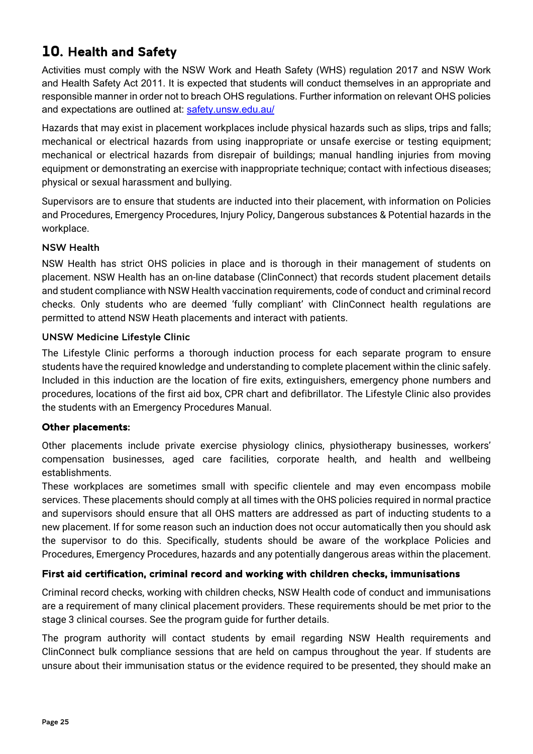## 10. Health and Safety

Activities must comply with the NSW Work and Heath Safety (WHS) regulation 2017 and NSW Work and Health Safety Act 2011. It is expected that students will conduct themselves in an appropriate and responsible manner in order not to breach OHS regulations. Further information on relevant OHS policies and expectations are outlined at: [safety.unsw.edu.au/](safety.unsw.edu.au/)

Hazards that may exist in placement workplaces include physical hazards such as slips, trips and falls; mechanical or electrical hazards from using inappropriate or unsafe exercise or testing equipment; mechanical or electrical hazards from disrepair of buildings; manual handling injuries from moving equipment or demonstrating an exercise with inappropriate technique; contact with infectious diseases; physical or sexual harassment and bullying.

Supervisors are to ensure that students are inducted into their placement, with information on Policies and Procedures, Emergency Procedures, Injury Policy, Dangerous substances & Potential hazards in the workplace.

### NSW Health

NSW Health has strict OHS policies in place and is thorough in their management of students on placement. NSW Health has an on-line database (ClinConnect) that records student placement details and student compliance with NSW Health vaccination requirements, code of conduct and criminal record checks. Only students who are deemed 'fully compliant' with ClinConnect health regulations are permitted to attend NSW Heath placements and interact with patients.

### UNSW Medicine Lifestyle Clinic

The Lifestyle Clinic performs a thorough induction process for each separate program to ensure students have the required knowledge and understanding to complete placement within the clinic safely. Included in this induction are the location of fire exits, extinguishers, emergency phone numbers and procedures, locations of the first aid box, CPR chart and defibrillator. The Lifestyle Clinic also provides the students with an Emergency Procedures Manual.

### Other placements:

Other placements include private exercise physiology clinics, physiotherapy businesses, workers' compensation businesses, aged care facilities, corporate health, and health and wellbeing establishments.

These workplaces are sometimes small with specific clientele and may even encompass mobile services. These placements should comply at all times with the OHS policies required in normal practice and supervisors should ensure that all OHS matters are addressed as part of inducting students to a new placement. If for some reason such an induction does not occur automatically then you should ask the supervisor to do this. Specifically, students should be aware of the workplace Policies and Procedures, Emergency Procedures, hazards and any potentially dangerous areas within the placement.

### First aid certification, criminal record and working with children checks, immunisations

Criminal record checks, working with children checks, NSW Health code of conduct and immunisations are a requirement of many clinical placement providers. These requirements should be met prior to the stage 3 clinical courses. See the program guide for further details.

The program authority will contact students by email regarding NSW Health requirements and ClinConnect bulk compliance sessions that are held on campus throughout the year. If students are unsure about their immunisation status or the evidence required to be presented, they should make an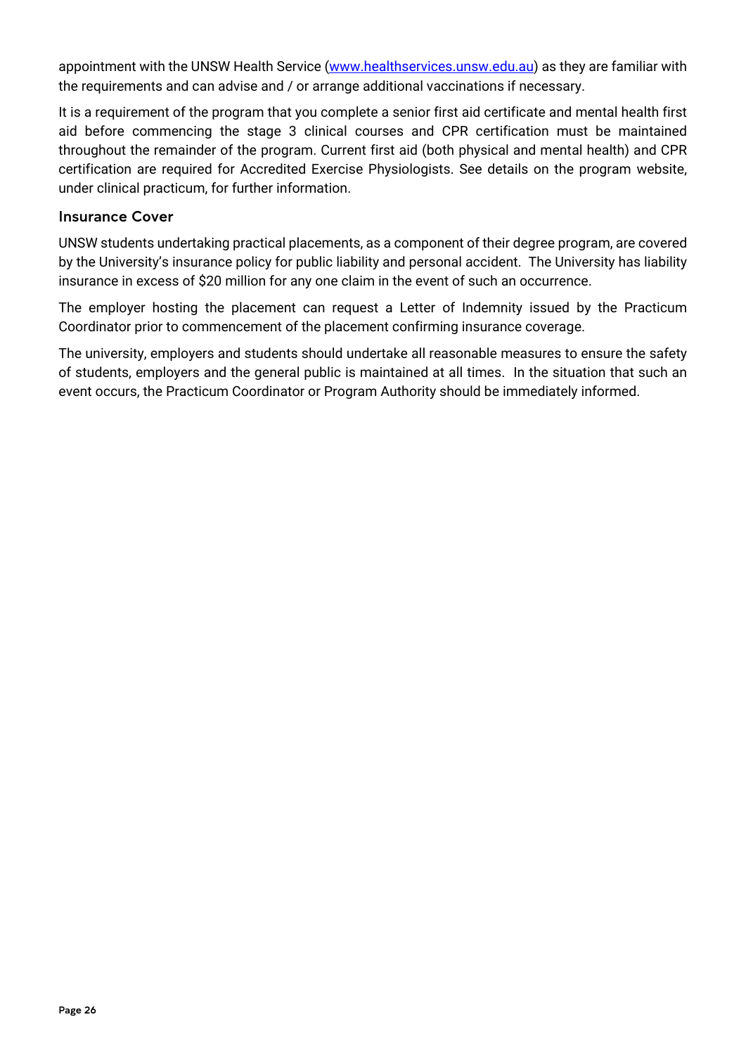appointment with the UNSW Health Service ([www.healthservices.unsw.edu.au](http://www.healthservices.unsw.edu.au)) as they are familiar with the requirements and can advise and / or arrange additional vaccinations if necessary.

It is a requirement of the program that you complete a senior first aid certificate and mental health first aid before commencing the stage 3 clinical courses and CPR certification must be maintained throughout the remainder of the program. Current first aid (both physical and mental health) and CPR certification are required for Accredited Exercise Physiologists. See details on the program website, under clinical practicum, for further information.

### Insurance Cover

UNSW students undertaking practical placements, as a component of their degree program, are covered by the University's insurance policy for public liability and personal accident. The University has liability insurance in excess of $20 million for any one claim in the event of such an occurrence.

The employer hosting the placement can request a Letter of Indemnity issued by the Practicum Coordinator prior to commencement of the placement confirming insurance coverage.

The university, employers and students should undertake all reasonable measures to ensure the safety of students, employers and the general public is maintained at all times. In the situation that such an event occurs, the Practicum Coordinator or Program Authority should be immediately informed.